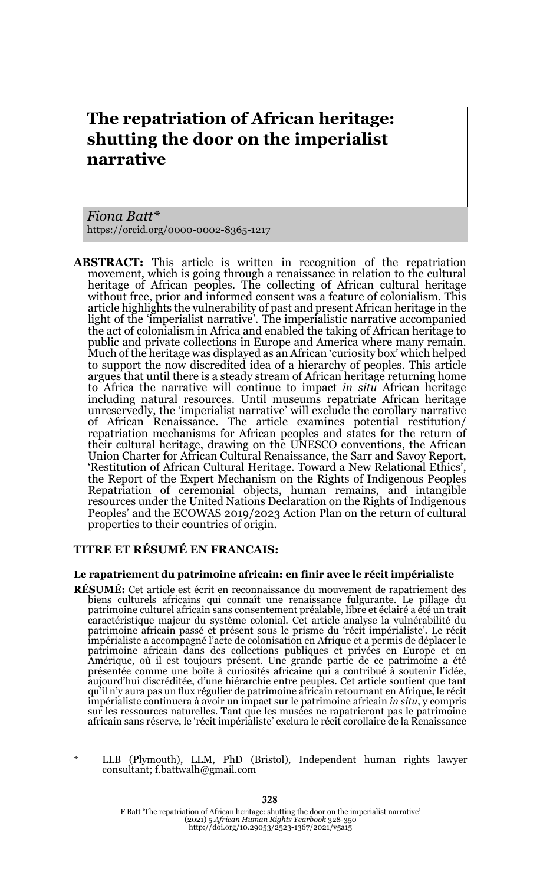# The repatriation of African heritage: shutting the door on the imperialist narrative

*Fiona Batt\**

https://orcid.org/0000-0002-8365-1217

**ABSTRACT:** This article is written in recognition of the repatriation movement, which is going through a renaissance in relation to the cultural heritage of African peoples. The collecting of African cultural heritage without free, prior and informed consent was a feature of colonialism. This article highlights the vulnerability of past and present African heritage in the light of the 'imperialist narrative'. The imperialistic narrative accompanied the act of colonialism in Africa and enabled the taking of African heritage to public and private collections in Europe and America where many remain. Much of the heritage was displayed as an African 'curiosity box' which helped to support the now discredited idea of a hierarchy of peoples. This article argues that until there is a steady stream of African heritage returning home to Africa the narrative will continue to impact *in situ* African heritage including natural resources. Until museums repatriate African heritage unreservedly, the 'imperialist narrative' will exclude the corollary narrative of African Renaissance. The article examines potential restitution/repatriation mechanisms for African peoples and states for the return of their cultural heritage, drawing on the UNESCO conventions, the African Union Charter for African Cultural Renaissance, the Sarr and Savoy Report, 'Restitution of African Cultural Heritage. Toward a New Relational Ethics', the Report of the Expert Mechanism on the Rights of Indigenous Peoples Repatriation of ceremonial objects, human remains, and intangible resources under the United Nations Declaration on the Rights of Indigenous Peoples' and the ECOWAS 2019/2023 Action Plan on the return of cultural properties to their countries of origin.

## TITRE ET RÉSUMÉ EN FRANCAIS:

**Le rapatriement du patrimoine africain: en finir avec le récit impérialiste**

**RÉSUMÉ:** Cet article est écrit en reconnaissance du mouvement de rapatriement des biens culturels africains qui connaît une renaissance fulgurante. Le pillage du patrimoine culturel africain sans consentement préalable, libre et éclairé a été un trait caractéristique majeur du système colonial. Cet article analyse la vulnérabilité du patrimoine africain passé et présent sous le prisme du 'récit impérialiste'. Le récit impérialiste a accompagné l'acte de colonisation en Afrique et a permis de déplacer le patrimoine africain dans des collections publiques et privées en Europe et en Amérique, où il est toujours présent. Une grande partie de ce patrimoine a été présentée comme une boîte à curiosités africaine qui a contribué à soutenir l'idée, aujourd'hui discréditée, d'une hiérarchie entre peuples. Cet article soutient que tant qu'il n'y aura pas un flux régulier de patrimoine africain retournant en Afrique, le récit impérialiste continuera à avoir un impact sur le patrimoine africain *in situ*, y compris sur les ressources naturelles. Tant que les musées ne rapatrieront pas le patrimoine africain sans réserve, le 'récit impérialiste' exclura le récit corollaire de la Renaissance

\* LLB (Plymouth), LLM, PhD (Bristol), Independent human rights lawyer consultant; f.battwalh@gmail.com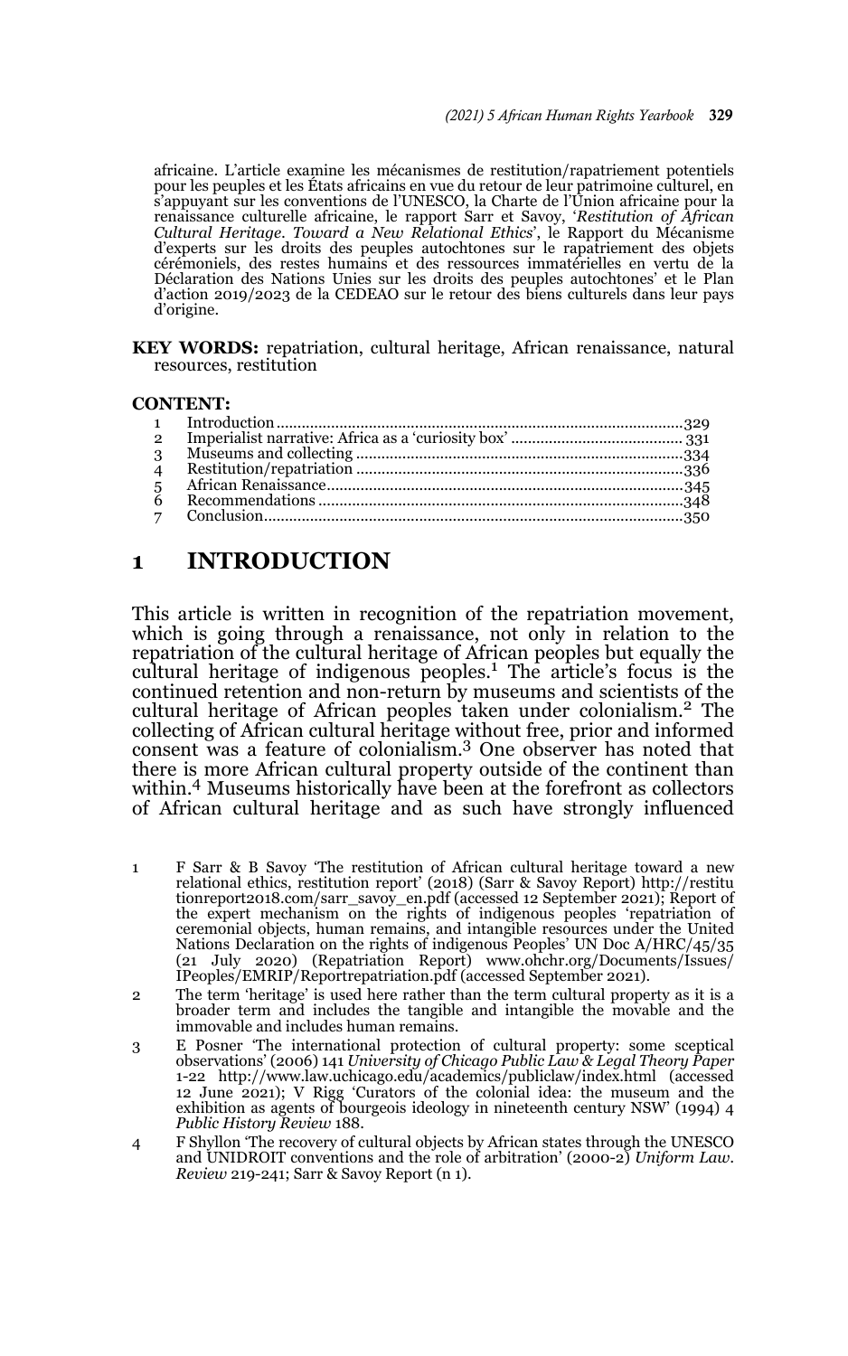africaine. L'article examine les mécanismes de restitution/rapatriement potentiels pour les peuples et les États africains en vue du retour de leur patrimoine culturel, en s'appuyant sur les conventions de l'UNESCO, la Charte de l'Union africaine pour la renaissance culturelle africaine, le rapport Sarr et Savoy, '*Restitution of African Cultural Heritage. Toward a New Relational Ethics*', le Rapport du Mécanisme d'experts sur les droits des peuples autochtones sur le rapatriement des objets cérémoniels, des restes humains et des ressources immatérielles en vertu de la Déclaration des Nations Unies sur les droits des peuples autochtones' et le Plan d'action 2019/2023 de la CEDEAO sur le retour des biens culturels dans leur pays d'origine.

**KEY WORDS:** repatriation, cultural heritage, African renaissance, natural resources, restitution

**CONTENT:**

1. Introduction ........................................................................................329
2. Imperialist narrative: Africa as a 'curiosity box' ......................................... 331
3. Museums and collecting ..........................................................................334
4. Restitution/repatriation ...........................................................................336
5. African Renaissance................................................................................345
6. Recommendations ..................................................................................348
7. Conclusion.............................................................................................350

## 1 INTRODUCTION

This article is written in recognition of the repatriation movement, which is going through a renaissance, not only in relation to the repatriation of the cultural heritage of African peoples but equally the cultural heritage of indigenous peoples.[1] The article's focus is the continued retention and non-return by museums and scientists of the cultural heritage of African peoples taken under colonialism.[2] The collecting of African cultural heritage without free, prior and informed consent was a feature of colonialism.[3] One observer has noted that there is more African cultural property outside of the continent than within.[4] Museums historically have been at the forefront as collectors of African cultural heritage and as such have strongly influenced

1 F Sarr & B Savoy 'The restitution of African cultural heritage toward a new relational ethics, restitution report' (2018) (Sarr & Savoy Report) http://restitutionreport2018.com/sarr_savoy_en.pdf (accessed 12 September 2021); Report of the expert mechanism on the rights of indigenous peoples 'repatriation of ceremonial objects, human remains, and intangible resources under the United Nations Declaration on the rights of indigenous Peoples' UN Doc A/HRC/45/35 (21 July 2020) (Repatriation Report) www.ohchr.org/Documents/Issues/IPeoples/EMRIP/Reportrepatriation.pdf (accessed September 2021).

2 The term 'heritage' is used here rather than the term cultural property as it is a broader term and includes the tangible and intangible the movable and the immovable and includes human remains.

3 E Posner 'The international protection of cultural property: some sceptical observations' (2006) 141 *University of Chicago Public Law & Legal Theory Paper* 1-22 http://www.law.uchicago.edu/academics/publiclaw/index.html (accessed 12 June 2021); V Rigg 'Curators of the colonial idea: the museum and the exhibition as agents of bourgeois ideology in nineteenth century NSW' (1994) 4 *Public History Review* 188.

4 F Shyllon 'The recovery of cultural objects by African states through the UNESCO and UNIDROIT conventions and the role of arbitration' (2000-2) *Uniform Law. Review* 219-241; Sarr & Savoy Report (n 1).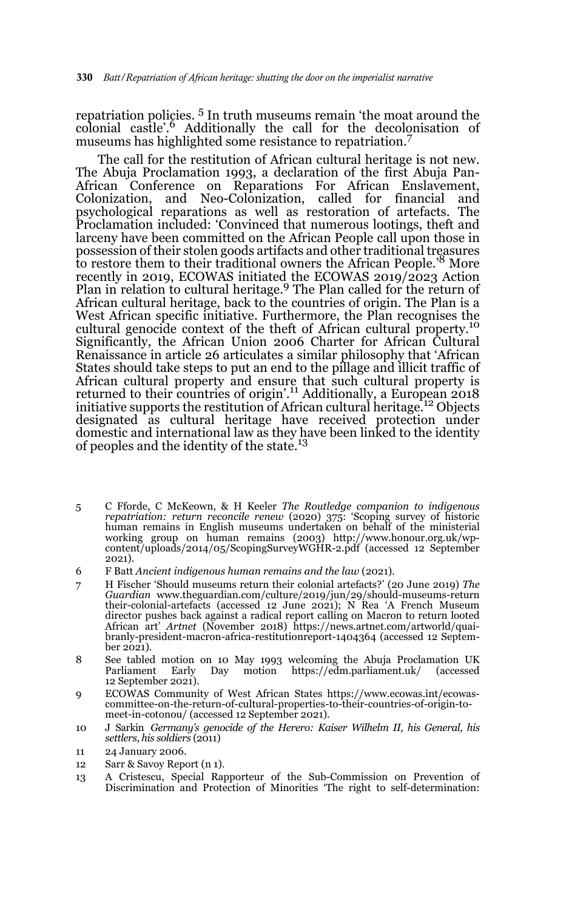repatriation policies. [5] In truth museums remain 'the moat around the colonial castle'.[6] Additionally the call for the decolonisation of museums has highlighted some resistance to repatriation.[7]

The call for the restitution of African cultural heritage is not new. The Abuja Proclamation 1993, a declaration of the first Abuja Pan-African Conference on Reparations For African Enslavement, Colonization, and Neo-Colonization, called for financial and psychological reparations as well as restoration of artefacts. The Proclamation included: 'Convinced that numerous lootings, theft and larceny have been committed on the African People call upon those in possession of their stolen goods artifacts and other traditional treasures to restore them to their traditional owners the African People.'[8] More recently in 2019, ECOWAS initiated the ECOWAS 2019/2023 Action Plan in relation to cultural heritage.[9] The Plan called for the return of African cultural heritage, back to the countries of origin. The Plan is a West African specific initiative. Furthermore, the Plan recognises the cultural genocide context of the theft of African cultural property.[10] Significantly, the African Union 2006 Charter for African Cultural Renaissance in article 26 articulates a similar philosophy that 'African States should take steps to put an end to the pillage and illicit traffic of African cultural property and ensure that such cultural property is returned to their countries of origin'.[11] Additionally, a European 2018 initiative supports the restitution of African cultural heritage.[12] Objects designated as cultural heritage have received protection under domestic and international law as they have been linked to the identity of peoples and the identity of the state.[13]

5 C Fforde, C McKeown, & H Keeler *The Routledge companion to indigenous repatriation: return reconcile renew* (2020) 375: 'Scoping survey of historic human remains in English museums undertaken on behalf of the ministerial working group on human remains (2003) http://www.honour.org.uk/wp-content/uploads/2014/05/ScopingSurveyWGHR-2.pdf (accessed 12 September 2021).

6 F Batt *Ancient indigenous human remains and the law* (2021).

7 H Fischer 'Should museums return their colonial artefacts?' (20 June 2019) *The Guardian* www.theguardian.com/culture/2019/jun/29/should-museums-return their-colonial-artefacts (accessed 12 June 2021); N Rea 'A French Museum director pushes back against a radical report calling on Macron to return looted African art' *Artnet* (November 2018) https://news.artnet.com/artworld/quai-branly-president-macron-africa-restitutionreport-1404364 (accessed 12 September 2021).

8 See tabled motion on 10 May 1993 welcoming the Abuja Proclamation UK Parliament Early Day motion https://edm.parliament.uk/ (accessed 12 September 2021).

9 ECOWAS Community of West African States https://www.ecowas.int/ecowas-committee-on-the-return-of-cultural-properties-to-their-countries-of-origin-to-meet-in-cotonou/ (accessed 12 September 2021).

10 J Sarkin *Germany's genocide of the Herero: Kaiser Wilhelm II, his General, his settlers, his soldiers* (2011)

11 24 January 2006.

12 Sarr & Savoy Report (n 1).

13 A Cristescu, Special Rapporteur of the Sub-Commission on Prevention of Discrimination and Protection of Minorities 'The right to self-determination: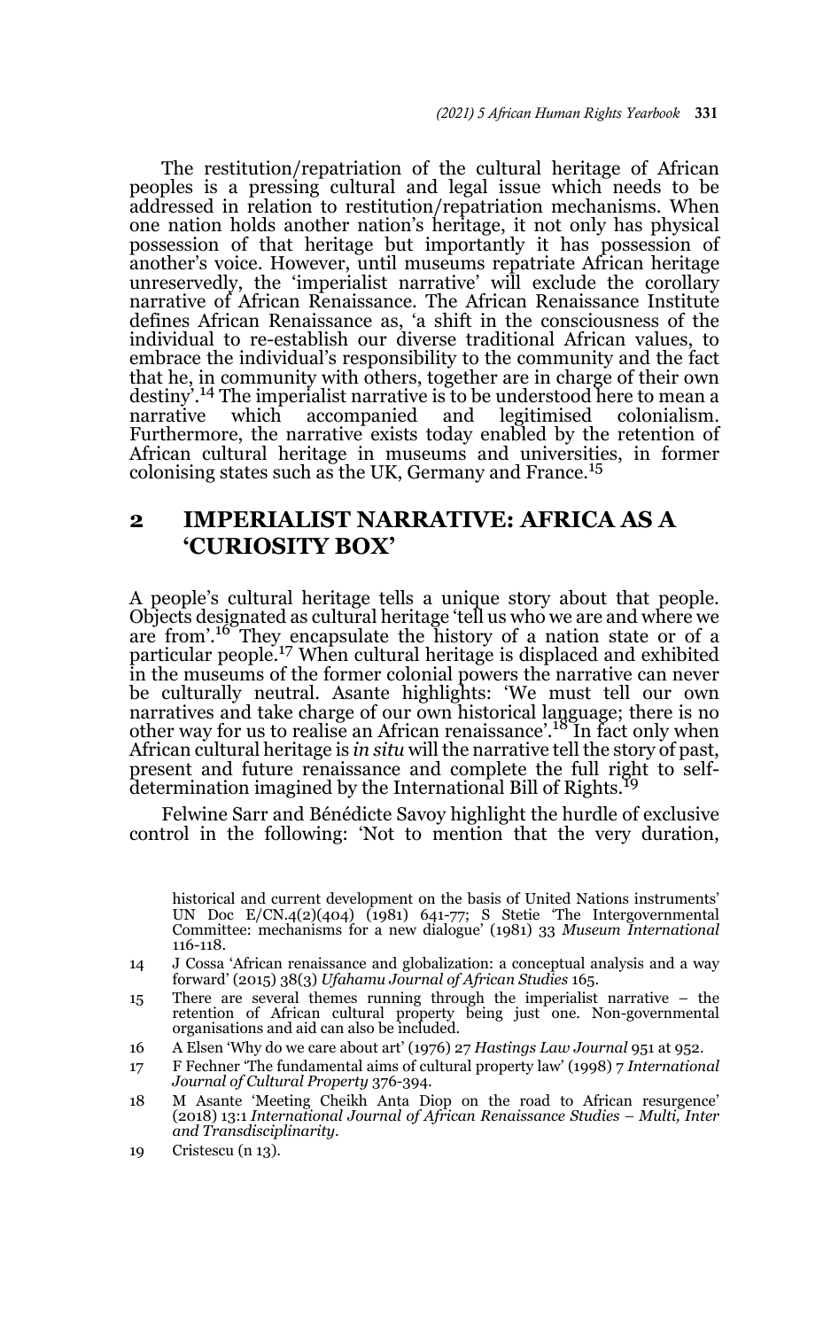The restitution/repatriation of the cultural heritage of African peoples is a pressing cultural and legal issue which needs to be addressed in relation to restitution/repatriation mechanisms. When one nation holds another nation's heritage, it not only has physical possession of that heritage but importantly it has possession of another's voice. However, until museums repatriate African heritage unreservedly, the 'imperialist narrative' will exclude the corollary narrative of African Renaissance. The African Renaissance Institute defines African Renaissance as, 'a shift in the consciousness of the individual to re-establish our diverse traditional African values, to embrace the individual's responsibility to the community and the fact that he, in community with others, together are in charge of their own destiny'.[14] The imperialist narrative is to be understood here to mean a narrative which accompanied and legitimised colonialism. Furthermore, the narrative exists today enabled by the retention of African cultural heritage in museums and universities, in former colonising states such as the UK, Germany and France.[15]

## 2 IMPERIALIST NARRATIVE: AFRICA AS A 'CURIOSITY BOX'

A people's cultural heritage tells a unique story about that people. Objects designated as cultural heritage 'tell us who we are and where we are from'.[16] They encapsulate the history of a nation state or of a particular people.[17] When cultural heritage is displaced and exhibited in the museums of the former colonial powers the narrative can never be culturally neutral. Asante highlights: 'We must tell our own narratives and take charge of our own historical language; there is no other way for us to realise an African renaissance'.[18] In fact only when African cultural heritage is *in situ* will the narrative tell the story of past, present and future renaissance and complete the full right to self-determination imagined by the International Bill of Rights.[19]

Felwine Sarr and Bénédicte Savoy highlight the hurdle of exclusive control in the following: 'Not to mention that the very duration,

historical and current development on the basis of United Nations instruments' UN Doc E/CN.4(2)(404) (1981) 641-77; S Stetie 'The Intergovernmental Committee: mechanisms for a new dialogue' (1981) 33 *Museum International* 116-118.

14 J Cossa 'African renaissance and globalization: a conceptual analysis and a way forward' (2015) 38(3) *Ufahamu Journal of African Studies* 165.

15 There are several themes running through the imperialist narrative – the retention of African cultural property being just one. Non-governmental organisations and aid can also be included.

16 A Elsen 'Why do we care about art' (1976) 27 *Hastings Law Journal* 951 at 952.

17 F Fechner 'The fundamental aims of cultural property law' (1998) 7 *International Journal of Cultural Property* 376-394.

18 M Asante 'Meeting Cheikh Anta Diop on the road to African resurgence' (2018) 13:1 *International Journal of African Renaissance Studies – Multi, Inter and Transdisciplinarity*.

19 Cristescu (n 13).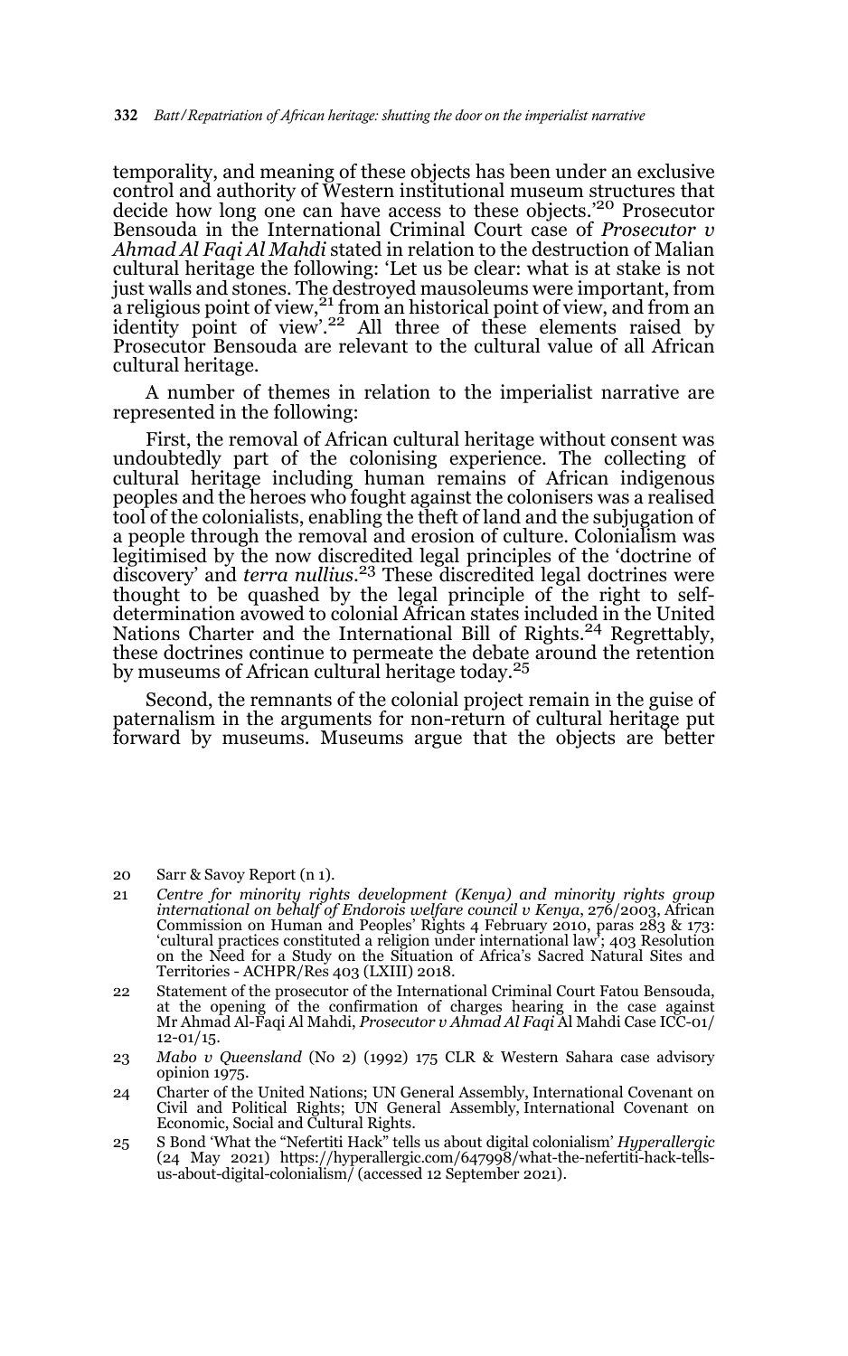temporality, and meaning of these objects has been under an exclusive control and authority of Western institutional museum structures that decide how long one can have access to these objects.'[20] Prosecutor Bensouda in the International Criminal Court case of *Prosecutor v Ahmad Al Faqi Al Mahdi* stated in relation to the destruction of Malian cultural heritage the following: 'Let us be clear: what is at stake is not just walls and stones. The destroyed mausoleums were important, from a religious point of view,[21] from an historical point of view, and from an identity point of view'.[22] All three of these elements raised by Prosecutor Bensouda are relevant to the cultural value of all African cultural heritage.

A number of themes in relation to the imperialist narrative are represented in the following:

First, the removal of African cultural heritage without consent was undoubtedly part of the colonising experience. The collecting of cultural heritage including human remains of African indigenous peoples and the heroes who fought against the colonisers was a realised tool of the colonialists, enabling the theft of land and the subjugation of a people through the removal and erosion of culture. Colonialism was legitimised by the now discredited legal principles of the 'doctrine of discovery' and *terra nullius*.[23] These discredited legal doctrines were thought to be quashed by the legal principle of the right to self-determination avowed to colonial African states included in the United Nations Charter and the International Bill of Rights.[24] Regrettably, these doctrines continue to permeate the debate around the retention by museums of African cultural heritage today.[25]

Second, the remnants of the colonial project remain in the guise of paternalism in the arguments for non-return of cultural heritage put forward by museums. Museums argue that the objects are better

20 Sarr & Savoy Report (n 1).

21 *Centre for minority rights development (Kenya) and minority rights group international on behalf of Endorois welfare council v Kenya*, 276/2003, African Commission on Human and Peoples' Rights 4 February 2010, paras 283 & 173: 'cultural practices constituted a religion under international law'; 403 Resolution on the Need for a Study on the Situation of Africa's Sacred Natural Sites and Territories - ACHPR/Res 403 (LXIII) 2018.

22 Statement of the prosecutor of the International Criminal Court Fatou Bensouda, at the opening of the confirmation of charges hearing in the case against Mr Ahmad Al-Faqi Al Mahdi, *Prosecutor v Ahmad Al Faqi* Al Mahdi Case ICC-01/12-01/15.

23 *Mabo v Queensland* (No 2) (1992) 175 CLR & Western Sahara case advisory opinion 1975.

24 Charter of the United Nations; UN General Assembly, International Covenant on Civil and Political Rights; UN General Assembly, International Covenant on Economic, Social and Cultural Rights.

25 S Bond 'What the "Nefertiti Hack" tells us about digital colonialism' *Hyperallergic* (24 May 2021) https://hyperallergic.com/647998/what-the-nefertiti-hack-tells-us-about-digital-colonialism/ (accessed 12 September 2021).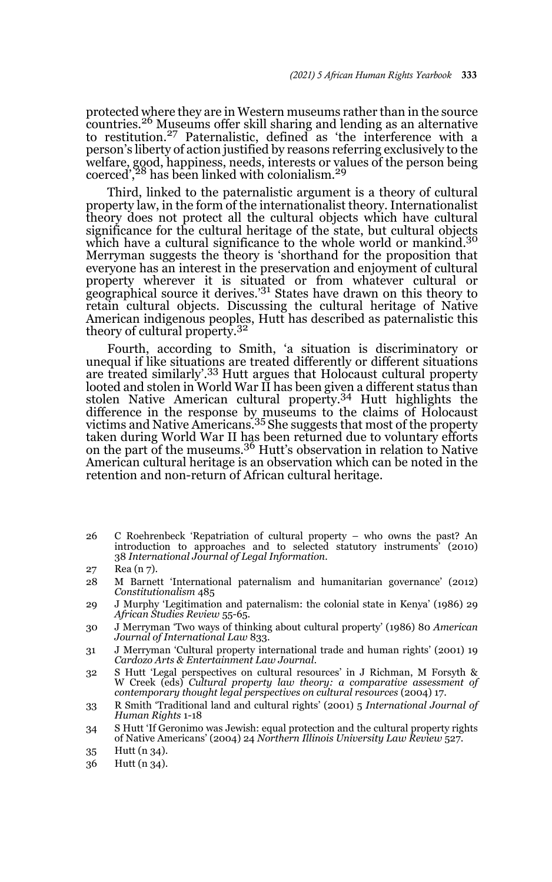protected where they are in Western museums rather than in the source countries.[26] Museums offer skill sharing and lending as an alternative to restitution.[27] Paternalistic, defined as 'the interference with a person's liberty of action justified by reasons referring exclusively to the welfare, good, happiness, needs, interests or values of the person being coerced',[28] has been linked with colonialism.[29]

Third, linked to the paternalistic argument is a theory of cultural property law, in the form of the internationalist theory. Internationalist theory does not protect all the cultural objects which have cultural significance for the cultural heritage of the state, but cultural objects which have a cultural significance to the whole world or mankind.[30] Merryman suggests the theory is 'shorthand for the proposition that everyone has an interest in the preservation and enjoyment of cultural property wherever it is situated or from whatever cultural or geographical source it derives.'[31] States have drawn on this theory to retain cultural objects. Discussing the cultural heritage of Native American indigenous peoples, Hutt has described as paternalistic this theory of cultural property.[32]

Fourth, according to Smith, 'a situation is discriminatory or unequal if like situations are treated differently or different situations are treated similarly'.[33] Hutt argues that Holocaust cultural property looted and stolen in World War II has been given a different status than stolen Native American cultural property.[34] Hutt highlights the difference in the response by museums to the claims of Holocaust victims and Native Americans.[35] She suggests that most of the property taken during World War II has been returned due to voluntary efforts on the part of the museums.[36] Hutt's observation in relation to Native American cultural heritage is an observation which can be noted in the retention and non-return of African cultural heritage.

26 C Roehrenbeck 'Repatriation of cultural property – who owns the past? An introduction to approaches and to selected statutory instruments' (2010) 38 *International Journal of Legal Information*.

27 Rea (n 7).

28 M Barnett 'International paternalism and humanitarian governance' (2012) *Constitutionalism* 485

29 J Murphy 'Legitimation and paternalism: the colonial state in Kenya' (1986) 29 *African Studies Review* 55-65.

30 J Merryman 'Two ways of thinking about cultural property' (1986) 80 *American Journal of International Law* 833.

31 J Merryman 'Cultural property international trade and human rights' (2001) 19 *Cardozo Arts & Entertainment Law Journal*.

32 S Hutt 'Legal perspectives on cultural resources' in J Richman, M Forsyth & W Creek (eds) *Cultural property law theory: a comparative assessment of contemporary thought legal perspectives on cultural resources* (2004) 17.

33 R Smith 'Traditional land and cultural rights' (2001) 5 *International Journal of Human Rights* 1-18

34 S Hutt 'If Geronimo was Jewish: equal protection and the cultural property rights of Native Americans' (2004) 24 *Northern Illinois University Law Review* 527.

35 Hutt (n 34).

36 Hutt (n 34).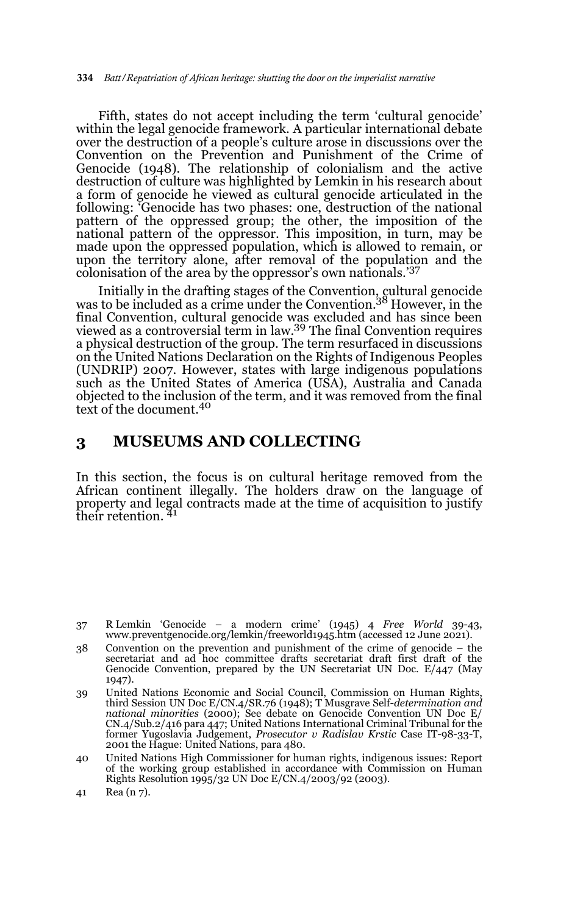Fifth, states do not accept including the term 'cultural genocide' within the legal genocide framework. A particular international debate over the destruction of a people's culture arose in discussions over the Convention on the Prevention and Punishment of the Crime of Genocide (1948). The relationship of colonialism and the active destruction of culture was highlighted by Lemkin in his research about a form of genocide he viewed as cultural genocide articulated in the following: 'Genocide has two phases: one, destruction of the national pattern of the oppressed group; the other, the imposition of the national pattern of the oppressor. This imposition, in turn, may be made upon the oppressed population, which is allowed to remain, or upon the territory alone, after removal of the population and the colonisation of the area by the oppressor's own nationals.'[37]

Initially in the drafting stages of the Convention, cultural genocide was to be included as a crime under the Convention.[38] However, in the final Convention, cultural genocide was excluded and has since been viewed as a controversial term in law.[39] The final Convention requires a physical destruction of the group. The term resurfaced in discussions on the United Nations Declaration on the Rights of Indigenous Peoples (UNDRIP) 2007. However, states with large indigenous populations such as the United States of America (USA), Australia and Canada objected to the inclusion of the term, and it was removed from the final text of the document.[40]

## 3 MUSEUMS AND COLLECTING

In this section, the focus is on cultural heritage removed from the African continent illegally. The holders draw on the language of property and legal contracts made at the time of acquisition to justify their retention. [41]

---

37 R Lemkin 'Genocide – a modern crime' (1945) 4 *Free World* 39-43, www.preventgenocide.org/lemkin/freeworld1945.htm (accessed 12 June 2021).

38 Convention on the prevention and punishment of the crime of genocide – the secretariat and ad hoc committee drafts secretariat draft first draft of the Genocide Convention, prepared by the UN Secretariat UN Doc. E/447 (May 1947).

39 United Nations Economic and Social Council, Commission on Human Rights, third Session UN Doc E/CN.4/SR.76 (1948); T Musgrave Self-*determination and national minorities* (2000); See debate on Genocide Convention UN Doc E/CN.4/Sub.2/416 para 447; United Nations International Criminal Tribunal for the former Yugoslavia Judgement, *Prosecutor v Radislav Krstic* Case IT-98-33-T, 2001 the Hague: United Nations, para 480.

40 United Nations High Commissioner for human rights, indigenous issues: Report of the working group established in accordance with Commission on Human Rights Resolution 1995/32 UN Doc E/CN.4/2003/92 (2003).

41 Rea (n 7).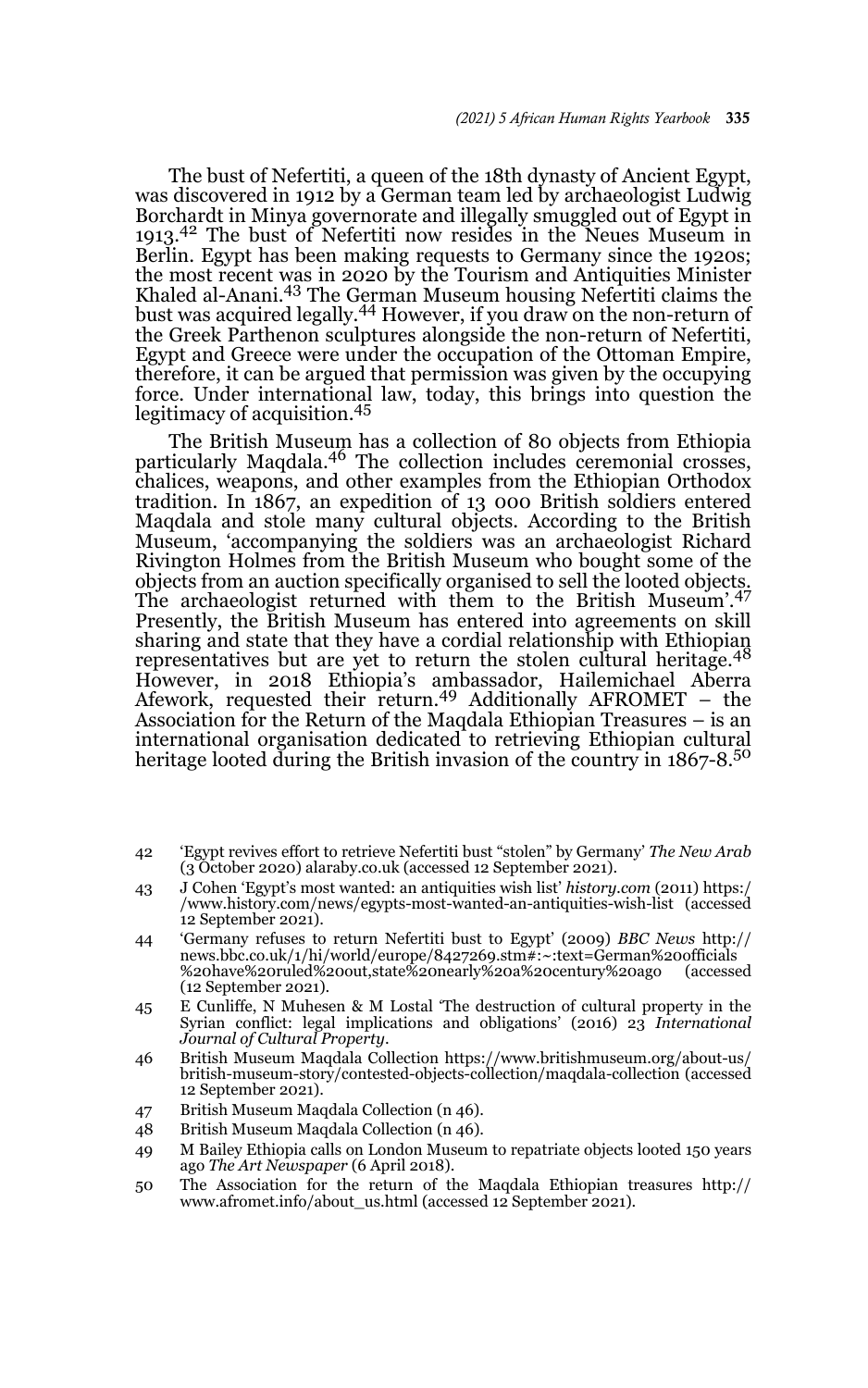The bust of Nefertiti, a queen of the 18th dynasty of Ancient Egypt, was discovered in 1912 by a German team led by archaeologist Ludwig Borchardt in Minya governorate and illegally smuggled out of Egypt in 1913.[42] The bust of Nefertiti now resides in the Neues Museum in Berlin. Egypt has been making requests to Germany since the 1920s; the most recent was in 2020 by the Tourism and Antiquities Minister Khaled al-Anani.[43] The German Museum housing Nefertiti claims the bust was acquired legally.[44] However, if you draw on the non-return of the Greek Parthenon sculptures alongside the non-return of Nefertiti, Egypt and Greece were under the occupation of the Ottoman Empire, therefore, it can be argued that permission was given by the occupying force. Under international law, today, this brings into question the legitimacy of acquisition.[45]

The British Museum has a collection of 80 objects from Ethiopia particularly Maqdala.[46] The collection includes ceremonial crosses, chalices, weapons, and other examples from the Ethiopian Orthodox tradition. In 1867, an expedition of 13 000 British soldiers entered Maqdala and stole many cultural objects. According to the British Museum, 'accompanying the soldiers was an archaeologist Richard Rivington Holmes from the British Museum who bought some of the objects from an auction specifically organised to sell the looted objects. The archaeologist returned with them to the British Museum'.[47] Presently, the British Museum has entered into agreements on skill sharing and state that they have a cordial relationship with Ethiopian representatives but are yet to return the stolen cultural heritage.[48] However, in 2018 Ethiopia's ambassador, Hailemichael Aberra Afework, requested their return.[49] Additionally AFROMET – the Association for the Return of the Maqdala Ethiopian Treasures – is an international organisation dedicated to retrieving Ethiopian cultural heritage looted during the British invasion of the country in 1867-8.[50]

42 'Egypt revives effort to retrieve Nefertiti bust "stolen" by Germany' *The New Arab* (3 October 2020) alaraby.co.uk (accessed 12 September 2021).

43 J Cohen 'Egypt's most wanted: an antiquities wish list' *history.com* (2011) https://www.history.com/news/egypts-most-wanted-an-antiquities-wish-list (accessed 12 September 2021).

44 'Germany refuses to return Nefertiti bust to Egypt' (2009) *BBC News* http://news.bbc.co.uk/1/hi/world/europe/8427269.stm#:~:text=German%20officials%20have%20ruled%20out,state%20nearly%20a%20century%20ago (accessed (12 September 2021).

45 E Cunliffe, N Muhesen & M Lostal 'The destruction of cultural property in the Syrian conflict: legal implications and obligations' (2016) 23 *International Journal of Cultural Property*.

46 British Museum Maqdala Collection https://www.britishmuseum.org/about-us/british-museum-story/contested-objects-collection/maqdala-collection (accessed 12 September 2021).

47 British Museum Maqdala Collection (n 46).

48 British Museum Maqdala Collection (n 46).

49 M Bailey Ethiopia calls on London Museum to repatriate objects looted 150 years ago *The Art Newspaper* (6 April 2018).

50 The Association for the return of the Maqdala Ethiopian treasures http://www.afromet.info/about_us.html (accessed 12 September 2021).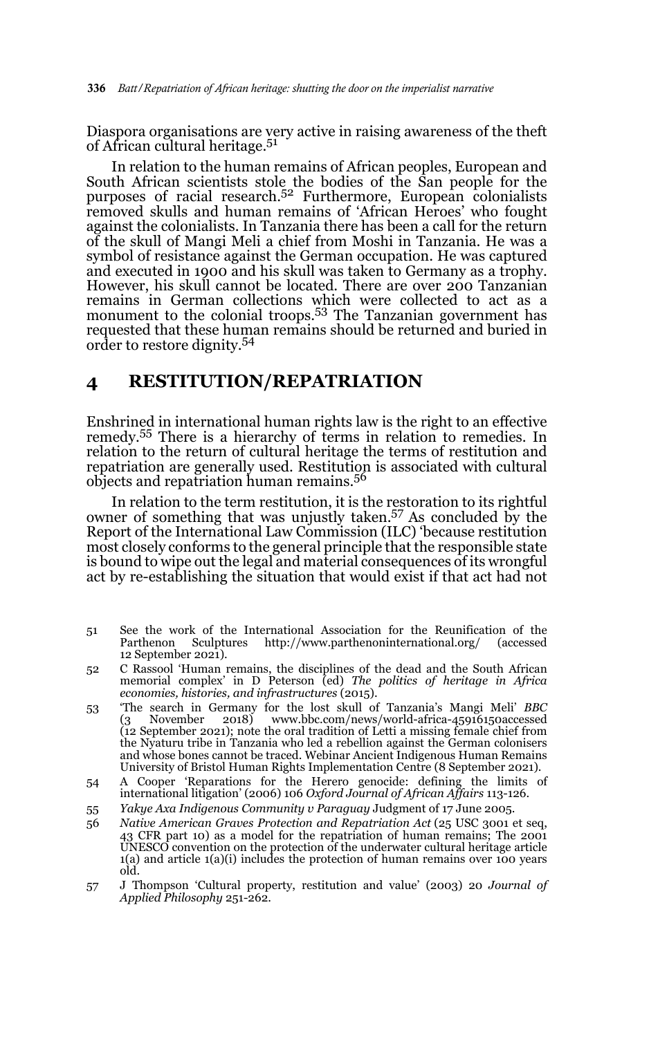Diaspora organisations are very active in raising awareness of the theft of African cultural heritage.[51]

In relation to the human remains of African peoples, European and South African scientists stole the bodies of the San people for the purposes of racial research.[52] Furthermore, European colonialists removed skulls and human remains of 'African Heroes' who fought against the colonialists. In Tanzania there has been a call for the return of the skull of Mangi Meli a chief from Moshi in Tanzania. He was a symbol of resistance against the German occupation. He was captured and executed in 1900 and his skull was taken to Germany as a trophy. However, his skull cannot be located. There are over 200 Tanzanian remains in German collections which were collected to act as a monument to the colonial troops.[53] The Tanzanian government has requested that these human remains should be returned and buried in order to restore dignity.[54]

## 4 RESTITUTION/REPATRIATION

Enshrined in international human rights law is the right to an effective remedy.[55] There is a hierarchy of terms in relation to remedies. In relation to the return of cultural heritage the terms of restitution and repatriation are generally used. Restitution is associated with cultural objects and repatriation human remains.[56]

In relation to the term restitution, it is the restoration to its rightful owner of something that was unjustly taken.[57] As concluded by the Report of the International Law Commission (ILC) 'because restitution most closely conforms to the general principle that the responsible state is bound to wipe out the legal and material consequences of its wrongful act by re-establishing the situation that would exist if that act had not

51 See the work of the International Association for the Reunification of the Parthenon Sculptures http://www.parthenoninternational.org/ (accessed 12 September 2021).

52 C Rassool 'Human remains, the disciplines of the dead and the South African memorial complex' in D Peterson (ed) *The politics of heritage in Africa economies, histories, and infrastructures* (2015).

53 'The search in Germany for the lost skull of Tanzania's Mangi Meli' *BBC* (3 November 2018) www.bbc.com/news/world-africa-45916150accessed (12 September 2021); note the oral tradition of Letti a missing female chief from the Nyaturu tribe in Tanzania who led a rebellion against the German colonisers and whose bones cannot be traced. Webinar Ancient Indigenous Human Remains University of Bristol Human Rights Implementation Centre (8 September 2021).

54 A Cooper 'Reparations for the Herero genocide: defining the limits of international litigation' (2006) 106 *Oxford Journal of African Affairs* 113-126.

55 *Yakye Axa Indigenous Community v Paraguay* Judgment of 17 June 2005.

56 *Native American Graves Protection and Repatriation Act* (25 USC 3001 et seq, 43 CFR part 10) as a model for the repatriation of human remains; The 2001 UNESCO convention on the protection of the underwater cultural heritage article 1(a) and article 1(a)(i) includes the protection of human remains over 100 years old.

57 J Thompson 'Cultural property, restitution and value' (2003) 20 *Journal of Applied Philosophy* 251-262.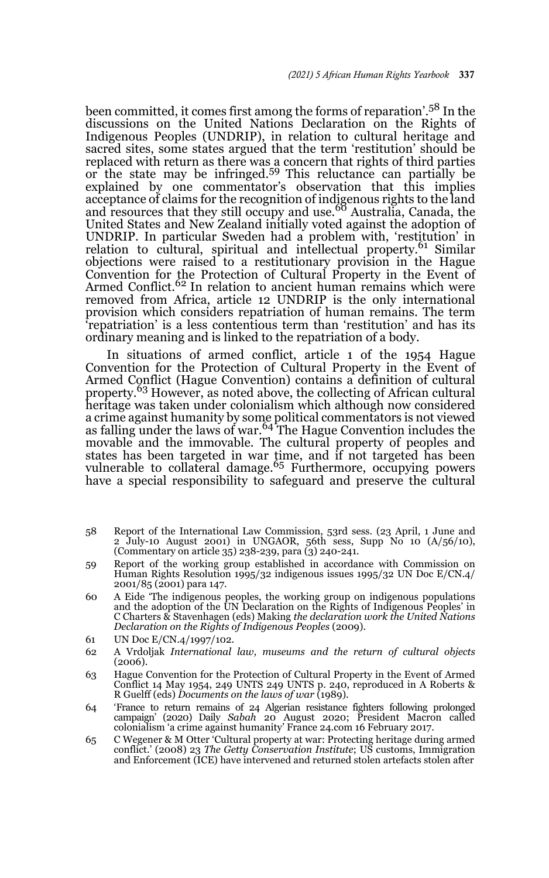been committed, it comes first among the forms of reparation'.[58] In the discussions on the United Nations Declaration on the Rights of Indigenous Peoples (UNDRIP), in relation to cultural heritage and sacred sites, some states argued that the term 'restitution' should be replaced with return as there was a concern that rights of third parties or the state may be infringed.[59] This reluctance can partially be explained by one commentator's observation that this implies acceptance of claims for the recognition of indigenous rights to the land and resources that they still occupy and use.[60] Australia, Canada, the United States and New Zealand initially voted against the adoption of UNDRIP. In particular Sweden had a problem with, 'restitution' in relation to cultural, spiritual and intellectual property.[61] Similar objections were raised to a restitutionary provision in the Hague Convention for the Protection of Cultural Property in the Event of Armed Conflict.[62] In relation to ancient human remains which were removed from Africa, article 12 UNDRIP is the only international provision which considers repatriation of human remains. The term 'repatriation' is a less contentious term than 'restitution' and has its ordinary meaning and is linked to the repatriation of a body.

In situations of armed conflict, article 1 of the 1954 Hague Convention for the Protection of Cultural Property in the Event of Armed Conflict (Hague Convention) contains a definition of cultural property.[63] However, as noted above, the collecting of African cultural heritage was taken under colonialism which although now considered a crime against humanity by some political commentators is not viewed as falling under the laws of war.[64] The Hague Convention includes the movable and the immovable. The cultural property of peoples and states has been targeted in war time, and if not targeted has been vulnerable to collateral damage.[65] Furthermore, occupying powers have a special responsibility to safeguard and preserve the cultural

58 Report of the International Law Commission, 53rd sess. (23 April, 1 June and 2 July-10 August 2001) in UNGAOR, 56th sess, Supp No 10 (A/56/10), (Commentary on article 35) 238-239, para (3) 240-241.

59 Report of the working group established in accordance with Commission on Human Rights Resolution 1995/32 indigenous issues 1995/32 UN Doc E/CN.4/2001/85 (2001) para 147.

60 A Eide 'The indigenous peoples, the working group on indigenous populations and the adoption of the UN Declaration on the Rights of Indigenous Peoples' in C Charters & Stavenhagen (eds) Making *the declaration work the United Nations Declaration on the Rights of Indigenous Peoples* (2009).

61 UN Doc E/CN.4/1997/102.

62 A Vrdoljak *International law, museums and the return of cultural objects* (2006).

63 Hague Convention for the Protection of Cultural Property in the Event of Armed Conflict 14 May 1954, 249 UNTS 249 UNTS p. 240, reproduced in A Roberts & R Guelff (eds) *Documents on the laws of war* (1989).

64 'France to return remains of 24 Algerian resistance fighters following prolonged campaign' (2020) Daily *Sabah* 20 August 2020; President Macron called colonialism 'a crime against humanity' France 24.com 16 February 2017.

65 C Wegener & M Otter 'Cultural property at war: Protecting heritage during armed conflict.' (2008) 23 *The Getty Conservation Institute*; US customs, Immigration and Enforcement (ICE) have intervened and returned stolen artefacts stolen after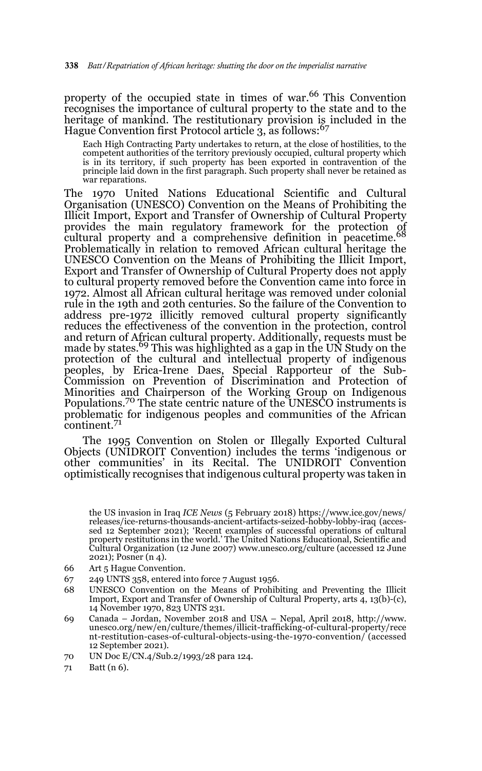property of the occupied state in times of war.[66] This Convention recognises the importance of cultural property to the state and to the heritage of mankind. The restitutionary provision is included in the Hague Convention first Protocol article 3, as follows:[67]

> Each High Contracting Party undertakes to return, at the close of hostilities, to the competent authorities of the territory previously occupied, cultural property which is in its territory, if such property has been exported in contravention of the principle laid down in the first paragraph. Such property shall never be retained as war reparations.

The 1970 United Nations Educational Scientific and Cultural Organisation (UNESCO) Convention on the Means of Prohibiting the Illicit Import, Export and Transfer of Ownership of Cultural Property provides the main regulatory framework for the protection of cultural property and a comprehensive definition in peacetime.[68] Problematically in relation to removed African cultural heritage the UNESCO Convention on the Means of Prohibiting the Illicit Import, Export and Transfer of Ownership of Cultural Property does not apply to cultural property removed before the Convention came into force in 1972. Almost all African cultural heritage was removed under colonial rule in the 19th and 20th centuries. So the failure of the Convention to address pre-1972 illicitly removed cultural property significantly reduces the effectiveness of the convention in the protection, control and return of African cultural property. Additionally, requests must be made by states.[69] This was highlighted as a gap in the UN Study on the protection of the cultural and intellectual property of indigenous peoples, by Erica-Irene Daes, Special Rapporteur of the Sub-Commission on Prevention of Discrimination and Protection of Minorities and Chairperson of the Working Group on Indigenous Populations.[70] The state centric nature of the UNESCO instruments is problematic for indigenous peoples and communities of the African continent.[71]

The 1995 Convention on Stolen or Illegally Exported Cultural Objects (UNIDROIT Convention) includes the terms 'indigenous or other communities' in its Recital. The UNIDROIT Convention optimistically recognises that indigenous cultural property was taken in

---

the US invasion in Iraq *ICE News* (5 February 2018) https://www.ice.gov/news/releases/ice-returns-thousands-ancient-artifacts-seized-hobby-lobby-iraq (accessed 12 September 2021); 'Recent examples of successful operations of cultural property restitutions in the world.' The United Nations Educational, Scientific and Cultural Organization (12 June 2007) www.unesco.org/culture (accessed 12 June 2021); Posner (n 4).

66 Art 5 Hague Convention.

67 249 UNTS 358, entered into force 7 August 1956.

68 UNESCO Convention on the Means of Prohibiting and Preventing the Illicit Import, Export and Transfer of Ownership of Cultural Property, arts 4, 13(b)-(c), 14 November 1970, 823 UNTS 231.

69 Canada – Jordan, November 2018 and USA – Nepal, April 2018, http://www.unesco.org/new/en/culture/themes/illicit-trafficking-of-cultural-property/recent-restitution-cases-of-cultural-objects-using-the-1970-convention/ (accessed 12 September 2021).

70 UN Doc E/CN.4/Sub.2/1993/28 para 124.

71 Batt (n 6).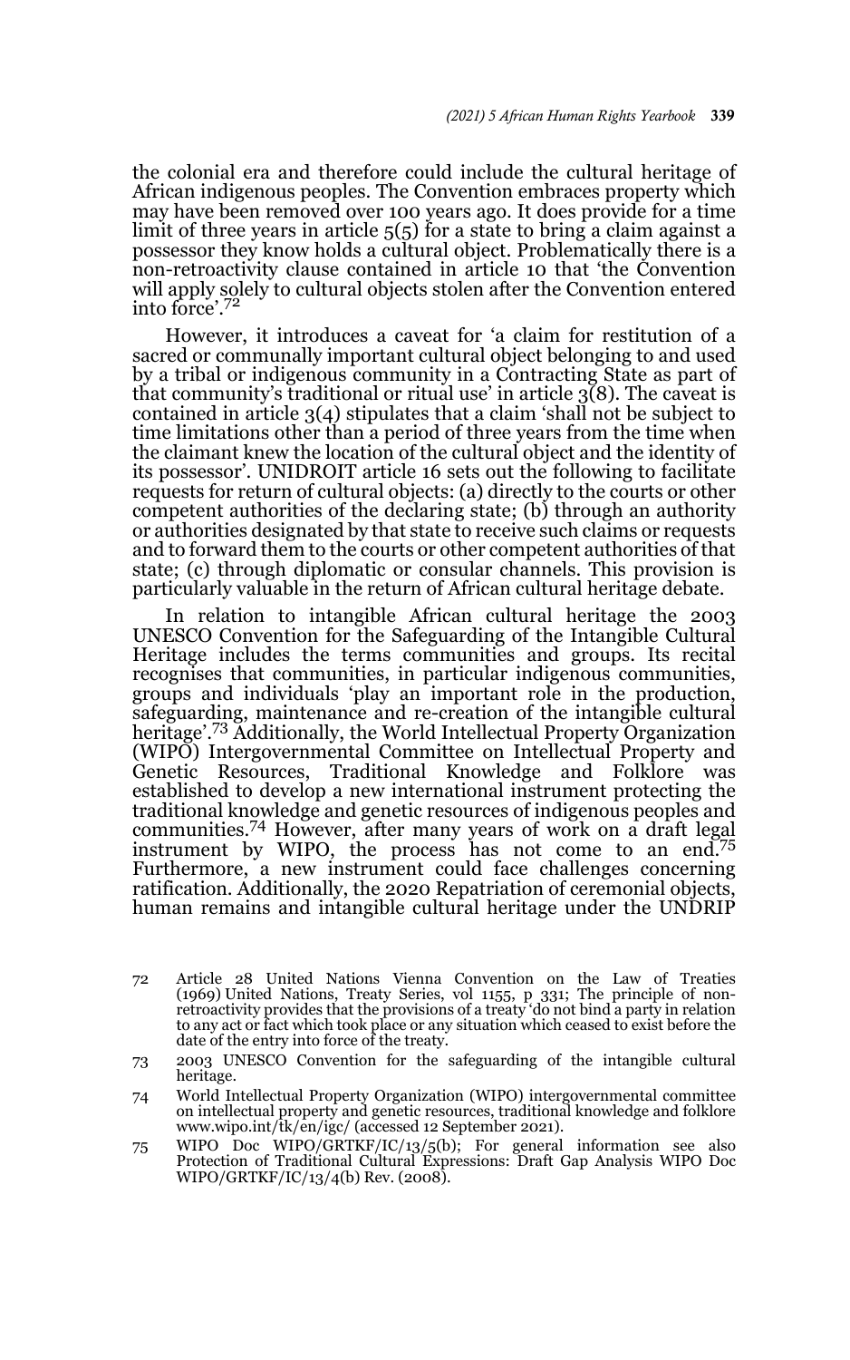the colonial era and therefore could include the cultural heritage of African indigenous peoples. The Convention embraces property which may have been removed over 100 years ago. It does provide for a time limit of three years in article 5(5) for a state to bring a claim against a possessor they know holds a cultural object. Problematically there is a non-retroactivity clause contained in article 10 that 'the Convention will apply solely to cultural objects stolen after the Convention entered into force'.[72]

However, it introduces a caveat for 'a claim for restitution of a sacred or communally important cultural object belonging to and used by a tribal or indigenous community in a Contracting State as part of that community's traditional or ritual use' in article 3(8). The caveat is contained in article 3(4) stipulates that a claim 'shall not be subject to time limitations other than a period of three years from the time when the claimant knew the location of the cultural object and the identity of its possessor'. UNIDROIT article 16 sets out the following to facilitate requests for return of cultural objects: (a) directly to the courts or other competent authorities of the declaring state; (b) through an authority or authorities designated by that state to receive such claims or requests and to forward them to the courts or other competent authorities of that state; (c) through diplomatic or consular channels. This provision is particularly valuable in the return of African cultural heritage debate.

In relation to intangible African cultural heritage the 2003 UNESCO Convention for the Safeguarding of the Intangible Cultural Heritage includes the terms communities and groups. Its recital recognises that communities, in particular indigenous communities, groups and individuals 'play an important role in the production, safeguarding, maintenance and re-creation of the intangible cultural heritage'.[73] Additionally, the World Intellectual Property Organization (WIPO) Intergovernmental Committee on Intellectual Property and Genetic Resources, Traditional Knowledge and Folklore was established to develop a new international instrument protecting the traditional knowledge and genetic resources of indigenous peoples and communities.[74] However, after many years of work on a draft legal instrument by WIPO, the process has not come to an end.[75] Furthermore, a new instrument could face challenges concerning ratification. Additionally, the 2020 Repatriation of ceremonial objects, human remains and intangible cultural heritage under the UNDRIP

---

72 Article 28 United Nations Vienna Convention on the Law of Treaties (1969) United Nations, Treaty Series, vol 1155, p 331; The principle of non-retroactivity provides that the provisions of a treaty 'do not bind a party in relation to any act or fact which took place or any situation which ceased to exist before the date of the entry into force of the treaty.

73 2003 UNESCO Convention for the safeguarding of the intangible cultural heritage.

74 World Intellectual Property Organization (WIPO) intergovernmental committee on intellectual property and genetic resources, traditional knowledge and folklore www.wipo.int/tk/en/igc/ (accessed 12 September 2021).

75 WIPO Doc WIPO/GRTKF/IC/13/5(b); For general information see also Protection of Traditional Cultural Expressions: Draft Gap Analysis WIPO Doc WIPO/GRTKF/IC/13/4(b) Rev. (2008).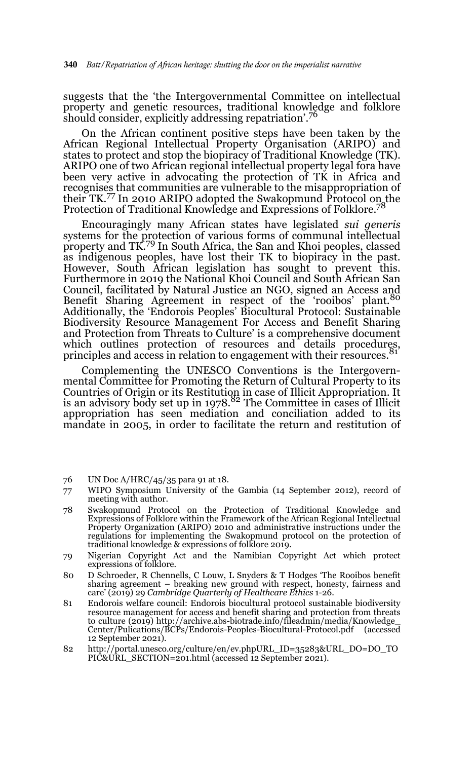suggests that the 'the Intergovernmental Committee on intellectual property and genetic resources, traditional knowledge and folklore should consider, explicitly addressing repatriation'.[76]

On the African continent positive steps have been taken by the African Regional Intellectual Property Organisation (ARIPO) and states to protect and stop the biopiracy of Traditional Knowledge (TK). ARIPO one of two African regional intellectual property legal fora have been very active in advocating the protection of TK in Africa and recognises that communities are vulnerable to the misappropriation of their TK.[77] In 2010 ARIPO adopted the Swakopmund Protocol on the Protection of Traditional Knowledge and Expressions of Folklore.[78]

Encouragingly many African states have legislated *sui generis* systems for the protection of various forms of communal intellectual property and TK.[79] In South Africa, the San and Khoi peoples, classed as indigenous peoples, have lost their TK to biopiracy in the past. However, South African legislation has sought to prevent this. Furthermore in 2019 the National Khoi Council and South African San Council, facilitated by Natural Justice an NGO, signed an Access and Benefit Sharing Agreement in respect of the 'rooibos' plant.[80] Additionally, the 'Endorois Peoples' Biocultural Protocol: Sustainable Biodiversity Resource Management For Access and Benefit Sharing and Protection from Threats to Culture' is a comprehensive document which outlines protection of resources and details procedures, principles and access in relation to engagement with their resources.[81]

Complementing the UNESCO Conventions is the Intergovernmental Committee for Promoting the Return of Cultural Property to its Countries of Origin or its Restitution in case of Illicit Appropriation. It is an advisory body set up in 1978.[82] The Committee in cases of Illicit appropriation has seen mediation and conciliation added to its mandate in 2005, in order to facilitate the return and restitution of

76 UN Doc A/HRC/45/35 para 91 at 18.

77 WIPO Symposium University of the Gambia (14 September 2012), record of meeting with author.

78 Swakopmund Protocol on the Protection of Traditional Knowledge and Expressions of Folklore within the Framework of the African Regional Intellectual Property Organization (ARIPO) 2010 and administrative instructions under the regulations for implementing the Swakopmund protocol on the protection of traditional knowledge & expressions of folklore 2019.

79 Nigerian Copyright Act and the Namibian Copyright Act which protect expressions of folklore.

80 D Schroeder, R Chennells, C Louw, L Snyders & T Hodges 'The Rooibos benefit sharing agreement – breaking new ground with respect, honesty, fairness and care' (2019) 29 *Cambridge Quarterly of Healthcare Ethics* 1-26.

81 Endorois welfare council: Endorois biocultural protocol sustainable biodiversity resource management for access and benefit sharing and protection from threats to culture (2019) http://archive.abs-biotrade.info/fileadmin/media/Knowledge_Center/Pulications/BCPs/Endorois-Peoples-Biocultural-Protocol.pdf (accessed 12 September 2021).

82 http://portal.unesco.org/culture/en/ev.phpURL_ID=35283&URL_DO=DO_TOPIC&URL_SECTION=201.html (accessed 12 September 2021).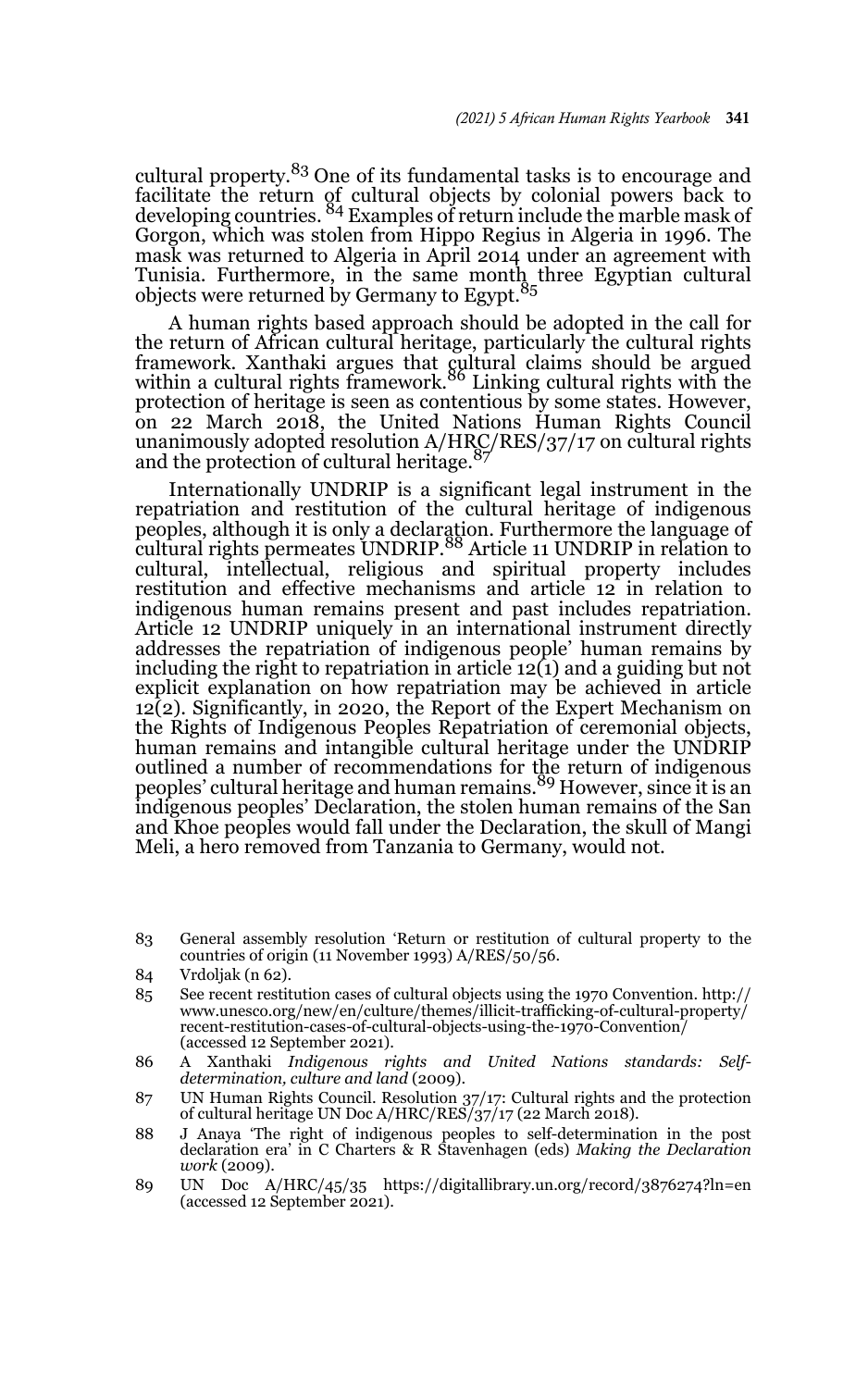cultural property.[83] One of its fundamental tasks is to encourage and facilitate the return of cultural objects by colonial powers back to developing countries. [84] Examples of return include the marble mask of Gorgon, which was stolen from Hippo Regius in Algeria in 1996. The mask was returned to Algeria in April 2014 under an agreement with Tunisia. Furthermore, in the same month three Egyptian cultural objects were returned by Germany to Egypt.[85]

A human rights based approach should be adopted in the call for the return of African cultural heritage, particularly the cultural rights framework. Xanthaki argues that cultural claims should be argued within a cultural rights framework.[86] Linking cultural rights with the protection of heritage is seen as contentious by some states. However, on 22 March 2018, the United Nations Human Rights Council unanimously adopted resolution A/HRC/RES/37/17 on cultural rights and the protection of cultural heritage.[87]

Internationally UNDRIP is a significant legal instrument in the repatriation and restitution of the cultural heritage of indigenous peoples, although it is only a declaration.[88] Furthermore the language of cultural rights permeates UNDRIP.[88] Article 11 UNDRIP in relation to cultural, intellectual, religious and spiritual property includes restitution and effective mechanisms and article 12 in relation to indigenous human remains present and past includes repatriation. Article 12 UNDRIP uniquely in an international instrument directly addresses the repatriation of indigenous people' human remains by including the right to repatriation in article 12(1) and a guiding but not explicit explanation on how repatriation may be achieved in article 12(2). Significantly, in 2020, the Report of the Expert Mechanism on the Rights of Indigenous Peoples Repatriation of ceremonial objects, human remains and intangible cultural heritage under the UNDRIP outlined a number of recommendations for the return of indigenous peoples' cultural heritage and human remains.[89] However, since it is an indigenous peoples' Declaration, the stolen human remains of the San and Khoe peoples would fall under the Declaration, the skull of Mangi Meli, a hero removed from Tanzania to Germany, would not.

83 General assembly resolution 'Return or restitution of cultural property to the countries of origin (11 November 1993) A/RES/50/56.

84 Vrdoljak (n 62).

85 See recent restitution cases of cultural objects using the 1970 Convention. http://www.unesco.org/new/en/culture/themes/illicit-trafficking-of-cultural-property/recent-restitution-cases-of-cultural-objects-using-the-1970-Convention/ (accessed 12 September 2021).

86 A Xanthaki *Indigenous rights and United Nations standards: Self-determination, culture and land* (2009).

87 UN Human Rights Council. Resolution 37/17: Cultural rights and the protection of cultural heritage UN Doc A/HRC/RES/37/17 (22 March 2018).

88 J Anaya 'The right of indigenous peoples to self-determination in the post declaration era' in C Charters & R Stavenhagen (eds) *Making the Declaration work* (2009).

89 UN Doc A/HRC/45/35 https://digitallibrary.un.org/record/3876274?ln=en (accessed 12 September 2021).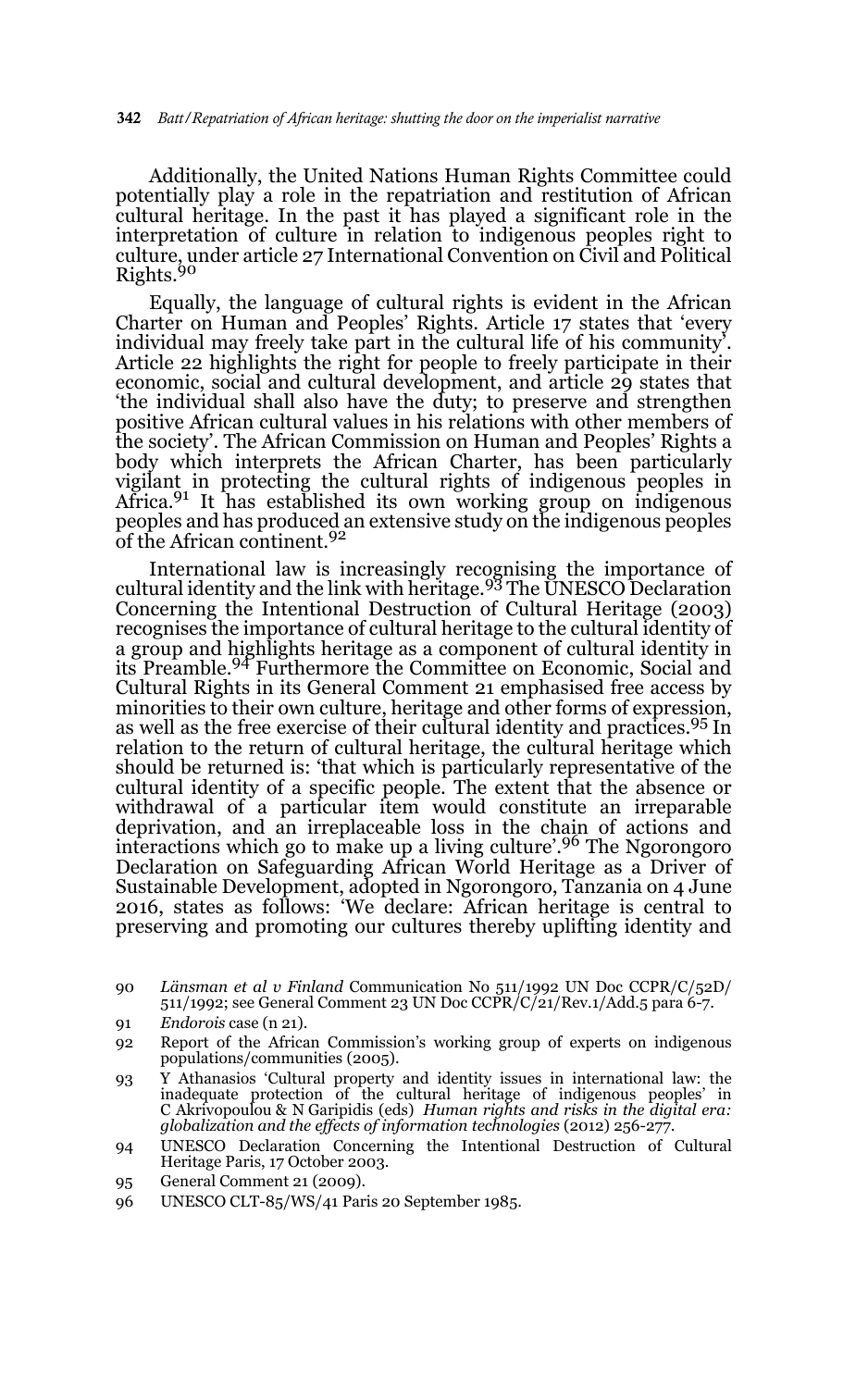Additionally, the United Nations Human Rights Committee could potentially play a role in the repatriation and restitution of African cultural heritage. In the past it has played a significant role in the interpretation of culture in relation to indigenous peoples right to culture, under article 27 International Convention on Civil and Political Rights.[90]

Equally, the language of cultural rights is evident in the African Charter on Human and Peoples' Rights. Article 17 states that 'every individual may freely take part in the cultural life of his community'. Article 22 highlights the right for people to freely participate in their economic, social and cultural development, and article 29 states that 'the individual shall also have the duty; to preserve and strengthen positive African cultural values in his relations with other members of the society'. The African Commission on Human and Peoples' Rights a body which interprets the African Charter, has been particularly vigilant in protecting the cultural rights of indigenous peoples in Africa.[91] It has established its own working group on indigenous peoples and has produced an extensive study on the indigenous peoples of the African continent.[92]

International law is increasingly recognising the importance of cultural identity and the link with heritage.[93] The UNESCO Declaration Concerning the Intentional Destruction of Cultural Heritage (2003) recognises the importance of cultural heritage to the cultural identity of a group and highlights heritage as a component of cultural identity in its Preamble.[94] Furthermore the Committee on Economic, Social and Cultural Rights in its General Comment 21 emphasised free access by minorities to their own culture, heritage and other forms of expression, as well as the free exercise of their cultural identity and practices.[95] In relation to the return of cultural heritage, the cultural heritage which should be returned is: 'that which is particularly representative of the cultural identity of a specific people. The extent that the absence or withdrawal of a particular item would constitute an irreparable deprivation, and an irreplaceable loss in the chain of actions and interactions which go to make up a living culture'.[96] The Ngorongoro Declaration on Safeguarding African World Heritage as a Driver of Sustainable Development, adopted in Ngorongoro, Tanzania on 4 June 2016, states as follows: 'We declare: African heritage is central to preserving and promoting our cultures thereby uplifting identity and

---

90 *Länsman et al v Finland* Communication No 511/1992 UN Doc CCPR/C/52D/511/1992; see General Comment 23 UN Doc CCPR/C/21/Rev.1/Add.5 para 6-7.

91 *Endorois* case (n 21).

92 Report of the African Commission's working group of experts on indigenous populations/communities (2005).

93 Y Athanasios 'Cultural property and identity issues in international law: the inadequate protection of the cultural heritage of indigenous peoples' in C Akrivopoulou & N Garipidis (eds) *Human rights and risks in the digital era: globalization and the effects of information technologies* (2012) 256-277.

94 UNESCO Declaration Concerning the Intentional Destruction of Cultural Heritage Paris, 17 October 2003.

95 General Comment 21 (2009).

96 UNESCO CLT-85/WS/41 Paris 20 September 1985.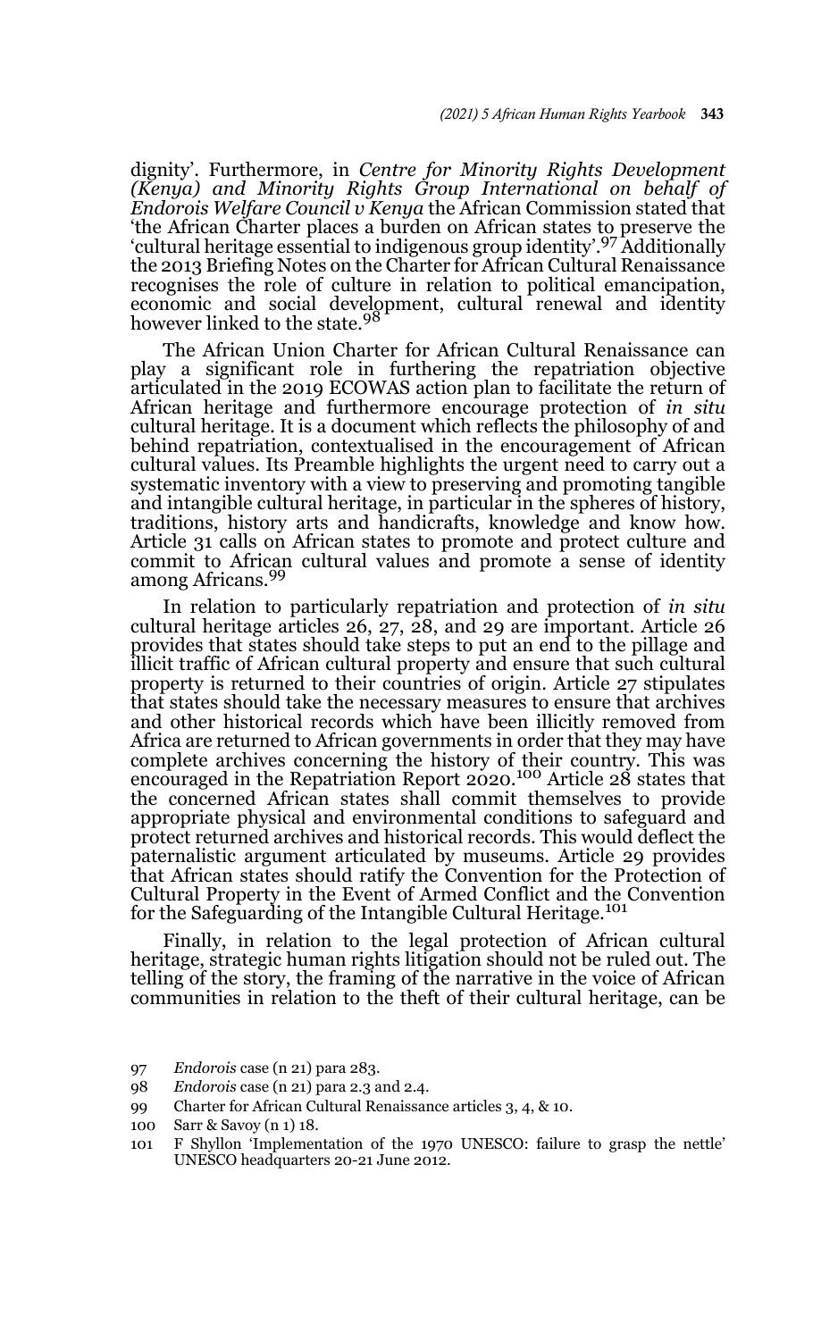dignity'. Furthermore, in *Centre for Minority Rights Development (Kenya) and Minority Rights Group International on behalf of Endorois Welfare Council v Kenya* the African Commission stated that 'the African Charter places a burden on African states to preserve the 'cultural heritage essential to indigenous group identity'.[97] Additionally the 2013 Briefing Notes on the Charter for African Cultural Renaissance recognises the role of culture in relation to political emancipation, economic and social development, cultural renewal and identity however linked to the state.[98]

The African Union Charter for African Cultural Renaissance can play a significant role in furthering the repatriation objective articulated in the 2019 ECOWAS action plan to facilitate the return of African heritage and furthermore encourage protection of *in situ* cultural heritage. It is a document which reflects the philosophy of and behind repatriation, contextualised in the encouragement of African cultural values. Its Preamble highlights the urgent need to carry out a systematic inventory with a view to preserving and promoting tangible and intangible cultural heritage, in particular in the spheres of history, traditions, history arts and handicrafts, knowledge and know how. Article 31 calls on African states to promote and protect culture and commit to African cultural values and promote a sense of identity among Africans.[99]

In relation to particularly repatriation and protection of *in situ* cultural heritage articles 26, 27, 28, and 29 are important. Article 26 provides that states should take steps to put an end to the pillage and illicit traffic of African cultural property and ensure that such cultural property is returned to their countries of origin. Article 27 stipulates that states should take the necessary measures to ensure that archives and other historical records which have been illicitly removed from Africa are returned to African governments in order that they may have complete archives concerning the history of their country. This was encouraged in the Repatriation Report 2020.[100] Article 28 states that the concerned African states shall commit themselves to provide appropriate physical and environmental conditions to safeguard and protect returned archives and historical records. This would deflect the paternalistic argument articulated by museums. Article 29 provides that African states should ratify the Convention for the Protection of Cultural Property in the Event of Armed Conflict and the Convention for the Safeguarding of the Intangible Cultural Heritage.[101]

Finally, in relation to the legal protection of African cultural heritage, strategic human rights litigation should not be ruled out. The telling of the story, the framing of the narrative in the voice of African communities in relation to the theft of their cultural heritage, can be

97 *Endorois* case (n 21) para 283.

98 *Endorois* case (n 21) para 2.3 and 2.4.

99 Charter for African Cultural Renaissance articles 3, 4, & 10.

100 Sarr & Savoy (n 1) 18.

101 F Shyllon 'Implementation of the 1970 UNESCO: failure to grasp the nettle' UNESCO headquarters 20-21 June 2012.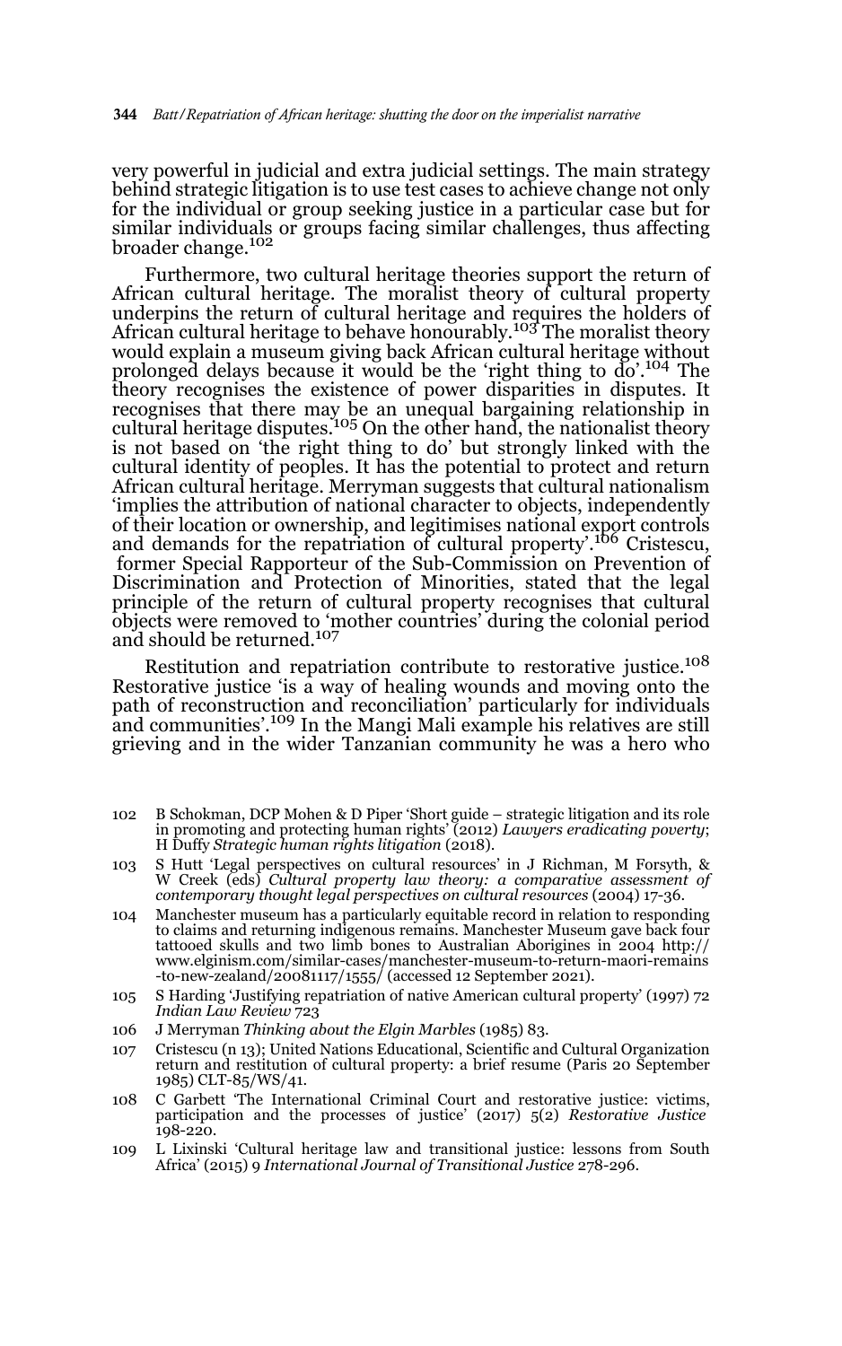very powerful in judicial and extra judicial settings. The main strategy behind strategic litigation is to use test cases to achieve change not only for the individual or group seeking justice in a particular case but for similar individuals or groups facing similar challenges, thus affecting broader change.[102]

Furthermore, two cultural heritage theories support the return of African cultural heritage. The moralist theory of cultural property underpins the return of cultural heritage and requires the holders of African cultural heritage to behave honourably.[103] The moralist theory would explain a museum giving back African cultural heritage without prolonged delays because it would be the 'right thing to do'.[104] The theory recognises the existence of power disparities in disputes. It recognises that there may be an unequal bargaining relationship in cultural heritage disputes.[105] On the other hand, the nationalist theory is not based on 'the right thing to do' but strongly linked with the cultural identity of peoples. It has the potential to protect and return African cultural heritage. Merryman suggests that cultural nationalism 'implies the attribution of national character to objects, independently of their location or ownership, and legitimises national export controls and demands for the repatriation of cultural property'.[106] Cristescu, former Special Rapporteur of the Sub-Commission on Prevention of Discrimination and Protection of Minorities, stated that the legal principle of the return of cultural property recognises that cultural objects were removed to 'mother countries' during the colonial period and should be returned.[107]

Restitution and repatriation contribute to restorative justice.[108] Restorative justice 'is a way of healing wounds and moving onto the path of reconstruction and reconciliation' particularly for individuals and communities'.[109] In the Mangi Mali example his relatives are still grieving and in the wider Tanzanian community he was a hero who

---

102 B Schokman, DCP Mohen & D Piper 'Short guide – strategic litigation and its role in promoting and protecting human rights' (2012) *Lawyers eradicating poverty*; H Duffy *Strategic human rights litigation* (2018).

103 S Hutt 'Legal perspectives on cultural resources' in J Richman, M Forsyth, & W Creek (eds) *Cultural property law theory: a comparative assessment of contemporary thought legal perspectives on cultural resources* (2004) 17-36.

104 Manchester museum has a particularly equitable record in relation to responding to claims and returning indigenous remains. Manchester Museum gave back four tattooed skulls and two limb bones to Australian Aborigines in 2004 http://www.elginism.com/similar-cases/manchester-museum-to-return-maori-remains-to-new-zealand/20081117/1555/ (accessed 12 September 2021).

105 S Harding 'Justifying repatriation of native American cultural property' (1997) 72 *Indian Law Review* 723

106 J Merryman *Thinking about the Elgin Marbles* (1985) 83.

107 Cristescu (n 13); United Nations Educational, Scientific and Cultural Organization return and restitution of cultural property: a brief resume (Paris 20 September 1985) CLT-85/WS/41.

108 C Garbett 'The International Criminal Court and restorative justice: victims, participation and the processes of justice' (2017) 5(2) *Restorative Justice* 198-220.

109 L Lixinski 'Cultural heritage law and transitional justice: lessons from South Africa' (2015) 9 *International Journal of Transitional Justice* 278-296.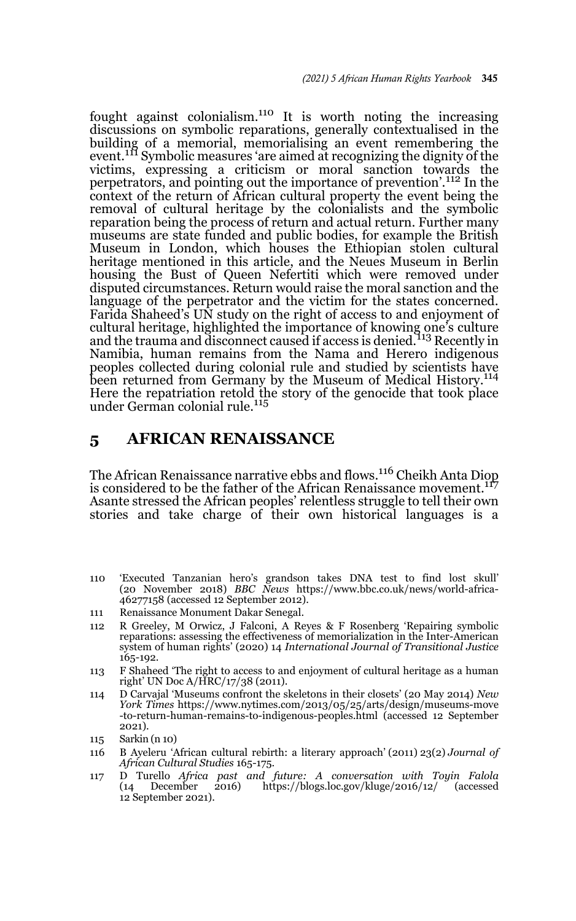fought against colonialism.[110] It is worth noting the increasing discussions on symbolic reparations, generally contextualised in the building of a memorial, memorialising an event remembering the event.[111] Symbolic measures 'are aimed at recognizing the dignity of the victims, expressing a criticism or moral sanction towards the perpetrators, and pointing out the importance of prevention'.[112] In the context of the return of African cultural property the event being the removal of cultural heritage by the colonialists and the symbolic reparation being the process of return and actual return. Further many museums are state funded and public bodies, for example the British Museum in London, which houses the Ethiopian stolen cultural heritage mentioned in this article, and the Neues Museum in Berlin housing the Bust of Queen Nefertiti which were removed under disputed circumstances. Return would raise the moral sanction and the language of the perpetrator and the victim for the states concerned. Farida Shaheed's UN study on the right of access to and enjoyment of cultural heritage, highlighted the importance of knowing one's culture and the trauma and disconnect caused if access is denied.[113] Recently in Namibia, human remains from the Nama and Herero indigenous peoples collected during colonial rule and studied by scientists have been returned from Germany by the Museum of Medical History.[114] Here the repatriation retold the story of the genocide that took place under German colonial rule.[115]

## 5 AFRICAN RENAISSANCE

The African Renaissance narrative ebbs and flows.[116] Cheikh Anta Diop is considered to be the father of the African Renaissance movement.[117] Asante stressed the African peoples' relentless struggle to tell their own stories and take charge of their own historical languages is a

---

110 'Executed Tanzanian hero's grandson takes DNA test to find lost skull' (20 November 2018) *BBC News* https://www.bbc.co.uk/news/world-africa-46277158 (accessed 12 September 2012).

111 Renaissance Monument Dakar Senegal.

112 R Greeley, M Orwicz, J Falconi, A Reyes & F Rosenberg 'Repairing symbolic reparations: assessing the effectiveness of memorialization in the Inter-American system of human rights' (2020) 14 *International Journal of Transitional Justice* 165-192.

113 F Shaheed 'The right to access to and enjoyment of cultural heritage as a human right' UN Doc A/HRC/17/38 (2011).

114 D Carvajal 'Museums confront the skeletons in their closets' (20 May 2014) *New York Times* https://www.nytimes.com/2013/05/25/arts/design/museums-move-to-return-human-remains-to-indigenous-peoples.html (accessed 12 September 2021).

115 Sarkin (n 10)

116 B Ayeleru 'African cultural rebirth: a literary approach' (2011) 23(2) *Journal of African Cultural Studies* 165-175.

117 D Turello *Africa past and future: A conversation with Toyin Falola* (14 December 2016) https://blogs.loc.gov/kluge/2016/12/ (accessed 12 September 2021).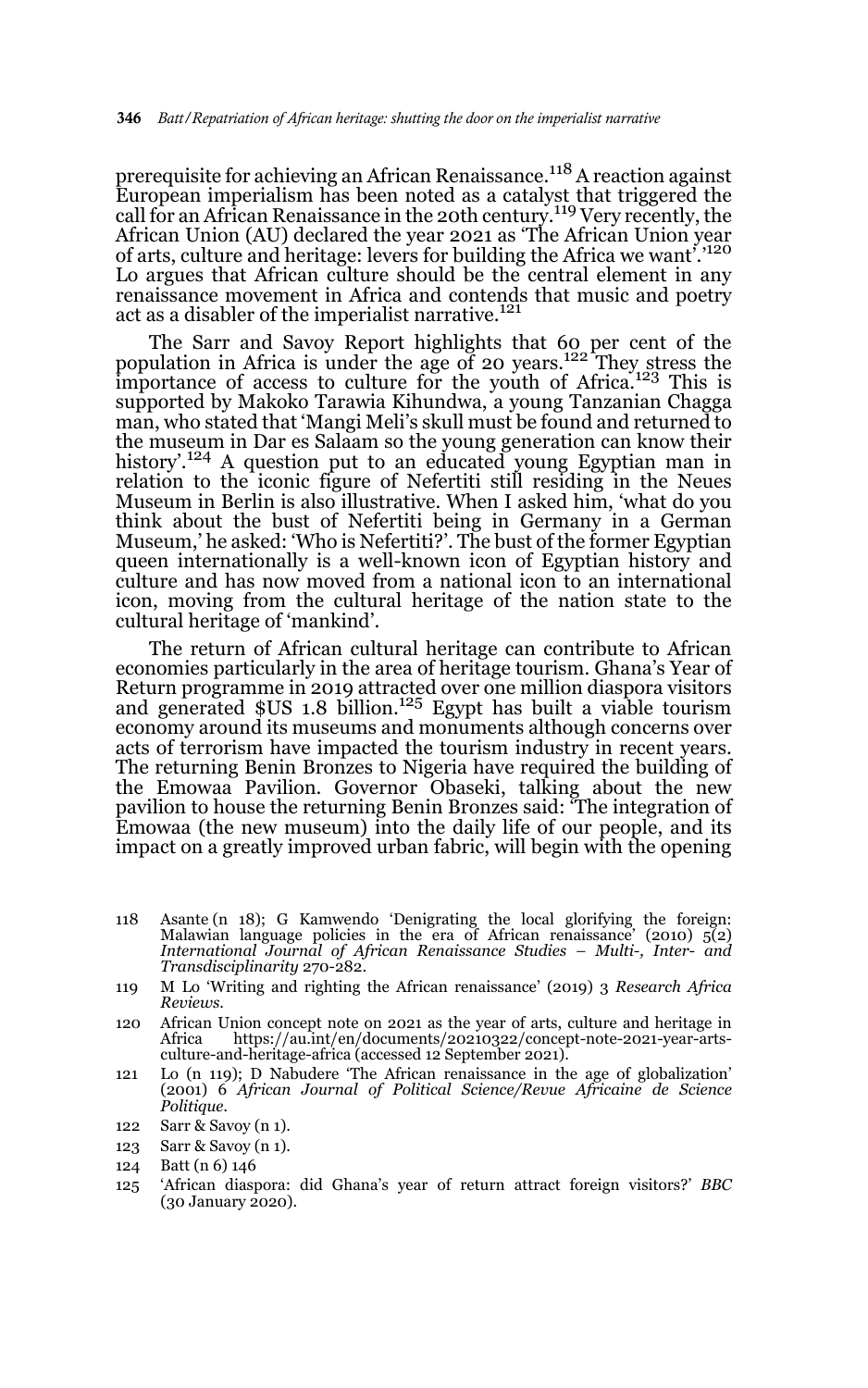prerequisite for achieving an African Renaissance.[118] A reaction against European imperialism has been noted as a catalyst that triggered the call for an African Renaissance in the 20th century.[119] Very recently, the African Union (AU) declared the year 2021 as 'The African Union year of arts, culture and heritage: levers for building the Africa we want'.'[120] Lo argues that African culture should be the central element in any renaissance movement in Africa and contends that music and poetry act as a disabler of the imperialist narrative.[121]

The Sarr and Savoy Report highlights that 60 per cent of the population in Africa is under the age of 20 years.[122] They stress the importance of access to culture for the youth of Africa.[123] This is supported by Makoko Tarawia Kihundwa, a young Tanzanian Chagga man, who stated that 'Mangi Meli's skull must be found and returned to the museum in Dar es Salaam so the young generation can know their history'.[124] A question put to an educated young Egyptian man in relation to the iconic figure of Nefertiti still residing in the Neues Museum in Berlin is also illustrative. When I asked him, 'what do you think about the bust of Nefertiti being in Germany in a German Museum,' he asked: 'Who is Nefertiti?'. The bust of the former Egyptian queen internationally is a well-known icon of Egyptian history and culture and has now moved from a national icon to an international icon, moving from the cultural heritage of the nation state to the cultural heritage of 'mankind'.

The return of African cultural heritage can contribute to African economies particularly in the area of heritage tourism. Ghana's Year of Return programme in 2019 attracted over one million diaspora visitors and generated $US 1.8 billion.[125] Egypt has built a viable tourism economy around its museums and monuments although concerns over acts of terrorism have impacted the tourism industry in recent years. The returning Benin Bronzes to Nigeria have required the building of the Emowaa Pavilion. Governor Obaseki, talking about the new pavilion to house the returning Benin Bronzes said: 'The integration of Emowaa (the new museum) into the daily life of our people, and its impact on a greatly improved urban fabric, will begin with the opening

118 Asante (n 18); G Kamwendo 'Denigrating the local glorifying the foreign: Malawian language policies in the era of African renaissance' (2010) 5(2) *International Journal of African Renaissance Studies – Multi-, Inter- and Transdisciplinarity* 270-282.

119 M Lo 'Writing and righting the African renaissance' (2019) 3 *Research Africa Reviews*.

120 African Union concept note on 2021 as the year of arts, culture and heritage in Africa https://au.int/en/documents/20210322/concept-note-2021-year-arts-culture-and-heritage-africa (accessed 12 September 2021).

121 Lo (n 119); D Nabudere 'The African renaissance in the age of globalization' (2001) 6 *African Journal of Political Science/Revue Africaine de Science Politique*.

122 Sarr & Savoy (n 1).

123 Sarr & Savoy (n 1).

124 Batt (n 6) 146

125 'African diaspora: did Ghana's year of return attract foreign visitors?' *BBC* (30 January 2020).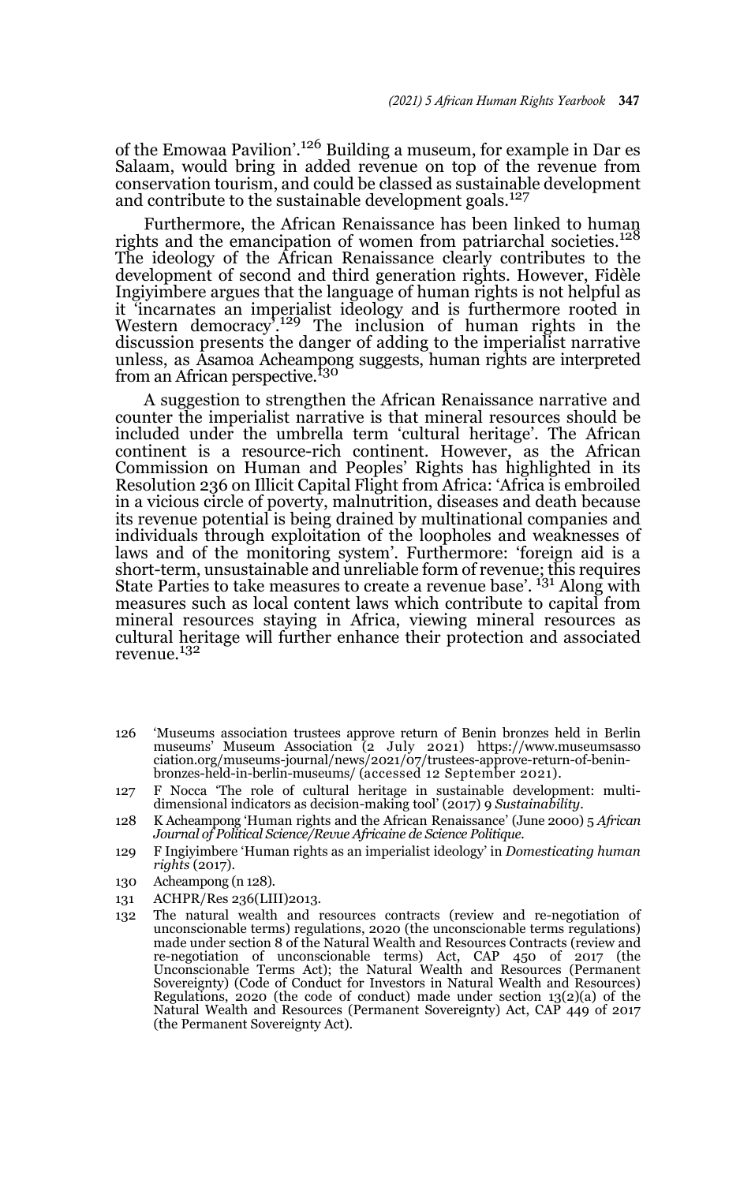of the Emowaa Pavilion'.[126] Building a museum, for example in Dar es Salaam, would bring in added revenue on top of the revenue from conservation tourism, and could be classed as sustainable development and contribute to the sustainable development goals.[127]

Furthermore, the African Renaissance has been linked to human rights and the emancipation of women from patriarchal societies.[128] The ideology of the African Renaissance clearly contributes to the development of second and third generation rights. However, Fidèle Ingiyimbere argues that the language of human rights is not helpful as it 'incarnates an imperialist ideology and is furthermore rooted in Western democracy'.[129] The inclusion of human rights in the discussion presents the danger of adding to the imperialist narrative unless, as Asamoa Acheampong suggests, human rights are interpreted from an African perspective.[130]

A suggestion to strengthen the African Renaissance narrative and counter the imperialist narrative is that mineral resources should be included under the umbrella term 'cultural heritage'. The African continent is a resource-rich continent. However, as the African Commission on Human and Peoples' Rights has highlighted in its Resolution 236 on Illicit Capital Flight from Africa: 'Africa is embroiled in a vicious circle of poverty, malnutrition, diseases and death because its revenue potential is being drained by multinational companies and individuals through exploitation of the loopholes and weaknesses of laws and of the monitoring system'. Furthermore: 'foreign aid is a short-term, unsustainable and unreliable form of revenue; this requires State Parties to take measures to create a revenue base'. [131] Along with measures such as local content laws which contribute to capital from mineral resources staying in Africa, viewing mineral resources as cultural heritage will further enhance their protection and associated revenue.[132]

---

126 'Museums association trustees approve return of Benin bronzes held in Berlin museums' Museum Association (2 July 2021) https://www.museumsassociation.org/museums-journal/news/2021/07/trustees-approve-return-of-benin-bronzes-held-in-berlin-museums/ (accessed 12 September 2021).

127 F Nocca 'The role of cultural heritage in sustainable development: multi-dimensional indicators as decision-making tool' (2017) 9 *Sustainability*.

128 K Acheampong 'Human rights and the African Renaissance' (June 2000) 5 *African Journal of Political Science/Revue Africaine de Science Politique*.

129 F Ingiyimbere 'Human rights as an imperialist ideology' in *Domesticating human rights* (2017).

130 Acheampong (n 128).

131 ACHPR/Res 236(LIII)2013.

132 The natural wealth and resources contracts (review and re-negotiation of unconscionable terms) regulations, 2020 (the unconscionable terms regulations) made under section 8 of the Natural Wealth and Resources Contracts (review and re-negotiation of unconscionable terms) Act, CAP 450 of 2017 (the Unconscionable Terms Act); the Natural Wealth and Resources (Permanent Sovereignty) (Code of Conduct for Investors in Natural Wealth and Resources) Regulations, 2020 (the code of conduct) made under section 13(2)(a) of the Natural Wealth and Resources (Permanent Sovereignty) Act, CAP 449 of 2017 (the Permanent Sovereignty Act).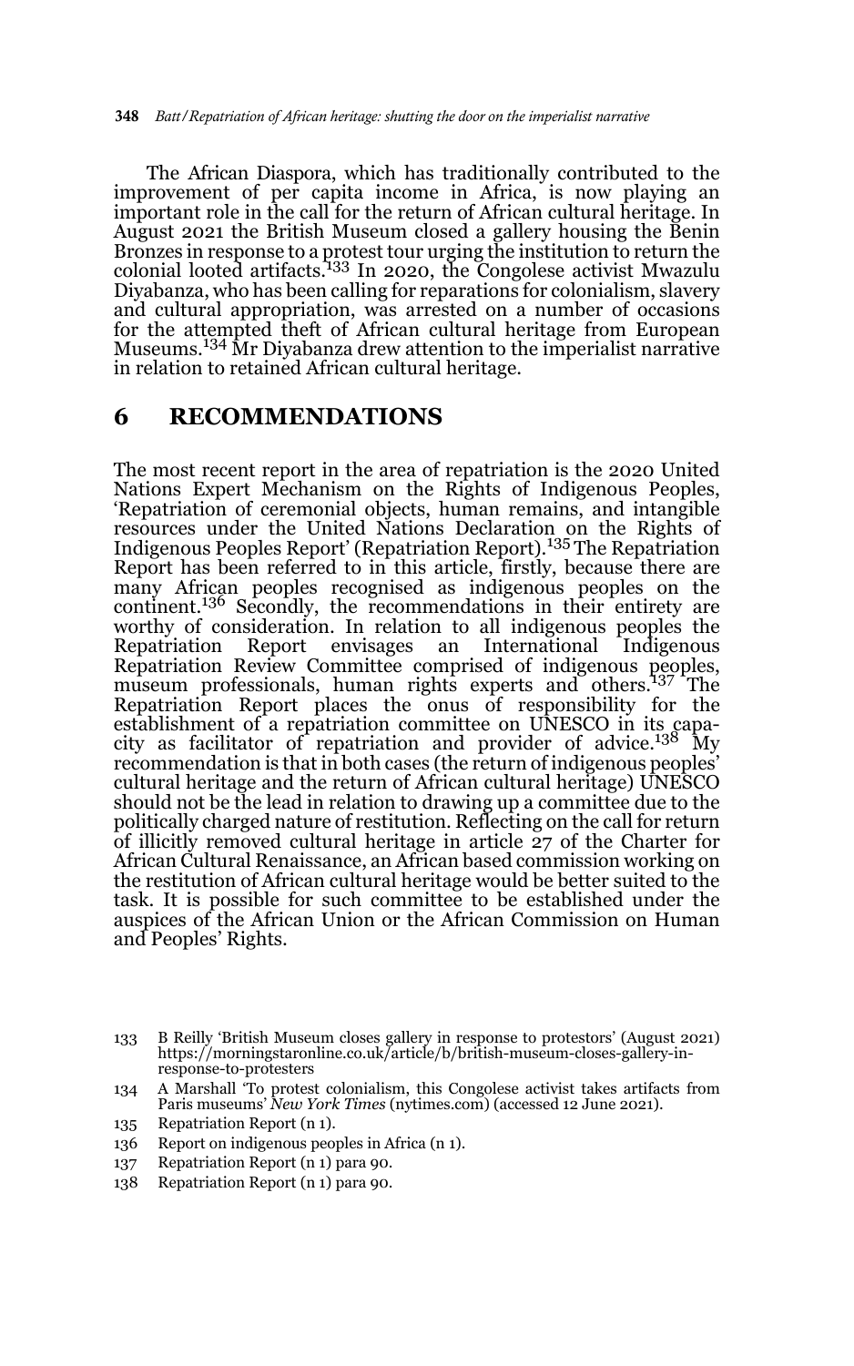The African Diaspora, which has traditionally contributed to the improvement of per capita income in Africa, is now playing an important role in the call for the return of African cultural heritage. In August 2021 the British Museum closed a gallery housing the Benin Bronzes in response to a protest tour urging the institution to return the colonial looted artifacts.[133] In 2020, the Congolese activist Mwazulu Diyabanza, who has been calling for reparations for colonialism, slavery and cultural appropriation, was arrested on a number of occasions for the attempted theft of African cultural heritage from European Museums.[134] Mr Diyabanza drew attention to the imperialist narrative in relation to retained African cultural heritage.

## 6 RECOMMENDATIONS

The most recent report in the area of repatriation is the 2020 United Nations Expert Mechanism on the Rights of Indigenous Peoples, 'Repatriation of ceremonial objects, human remains, and intangible resources under the United Nations Declaration on the Rights of Indigenous Peoples Report' (Repatriation Report).[135] The Repatriation Report has been referred to in this article, firstly, because there are many African peoples recognised as indigenous peoples on the continent.[136] Secondly, the recommendations in their entirety are worthy of consideration. In relation to all indigenous peoples the Repatriation Report envisages an International Indigenous Repatriation Review Committee comprised of indigenous peoples, museum professionals, human rights experts and others.[137] The Repatriation Report places the onus of responsibility for the establishment of a repatriation committee on UNESCO in its capacity as facilitator of repatriation and provider of advice.[138] My recommendation is that in both cases (the return of indigenous peoples' cultural heritage and the return of African cultural heritage) UNESCO should not be the lead in relation to drawing up a committee due to the politically charged nature of restitution. Reflecting on the call for return of illicitly removed cultural heritage in article 27 of the Charter for African Cultural Renaissance, an African based commission working on the restitution of African cultural heritage would be better suited to the task. It is possible for such committee to be established under the auspices of the African Union or the African Commission on Human and Peoples' Rights.

133 B Reilly 'British Museum closes gallery in response to protestors' (August 2021) https://morningstaronline.co.uk/article/b/british-museum-closes-gallery-in-response-to-protesters

134 A Marshall 'To protest colonialism, this Congolese activist takes artifacts from Paris museums' *New York Times* (nytimes.com) (accessed 12 June 2021).

135 Repatriation Report (n 1).

136 Report on indigenous peoples in Africa (n 1).

137 Repatriation Report (n 1) para 90.

138 Repatriation Report (n 1) para 90.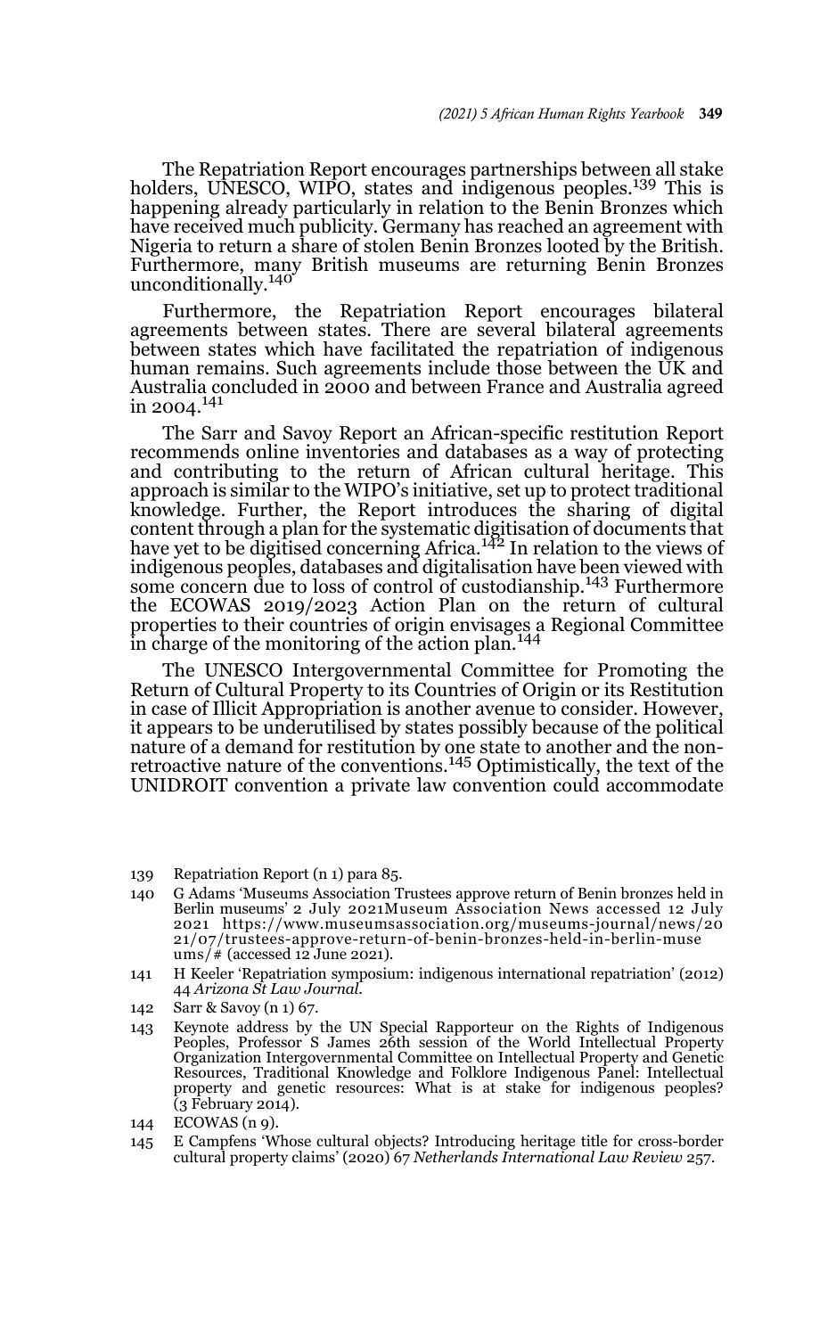The Repatriation Report encourages partnerships between all stake holders, UNESCO, WIPO, states and indigenous peoples.[139] This is happening already particularly in relation to the Benin Bronzes which have received much publicity. Germany has reached an agreement with Nigeria to return a share of stolen Benin Bronzes looted by the British. Furthermore, many British museums are returning Benin Bronzes unconditionally.[140]

Furthermore, the Repatriation Report encourages bilateral agreements between states. There are several bilateral agreements between states which have facilitated the repatriation of indigenous human remains. Such agreements include those between the UK and Australia concluded in 2000 and between France and Australia agreed in 2004.[141]

The Sarr and Savoy Report an African-specific restitution Report recommends online inventories and databases as a way of protecting and contributing to the return of African cultural heritage. This approach is similar to the WIPO's initiative, set up to protect traditional knowledge. Further, the Report introduces the sharing of digital content through a plan for the systematic digitisation of documents that have yet to be digitised concerning Africa.[142] In relation to the views of indigenous peoples, databases and digitalisation have been viewed with some concern due to loss of control of custodianship.[143] Furthermore the ECOWAS 2019/2023 Action Plan on the return of cultural properties to their countries of origin envisages a Regional Committee in charge of the monitoring of the action plan.[144]

The UNESCO Intergovernmental Committee for Promoting the Return of Cultural Property to its Countries of Origin or its Restitution in case of Illicit Appropriation is another avenue to consider. However, it appears to be underutilised by states possibly because of the political nature of a demand for restitution by one state to another and the non-retroactive nature of the conventions.[145] Optimistically, the text of the UNIDROIT convention a private law convention could accommodate

139 Repatriation Report (n 1) para 85.

140 G Adams 'Museums Association Trustees approve return of Benin bronzes held in Berlin museums' 2 July 2021Museum Association News accessed 12 July 2021 https://www.museumsassociation.org/museums-journal/news/2021/07/trustees-approve-return-of-benin-bronzes-held-in-berlin-museums/# (accessed 12 June 2021).

141 H Keeler 'Repatriation symposium: indigenous international repatriation' (2012) 44 *Arizona St Law Journal*.

142 Sarr & Savoy (n 1) 67.

143 Keynote address by the UN Special Rapporteur on the Rights of Indigenous Peoples, Professor S James 26th session of the World Intellectual Property Organization Intergovernmental Committee on Intellectual Property and Genetic Resources, Traditional Knowledge and Folklore Indigenous Panel: Intellectual property and genetic resources: What is at stake for indigenous peoples? (3 February 2014).

144 ECOWAS (n 9).

145 E Campfens 'Whose cultural objects? Introducing heritage title for cross-border cultural property claims' (2020) 67 *Netherlands International Law Review* 257.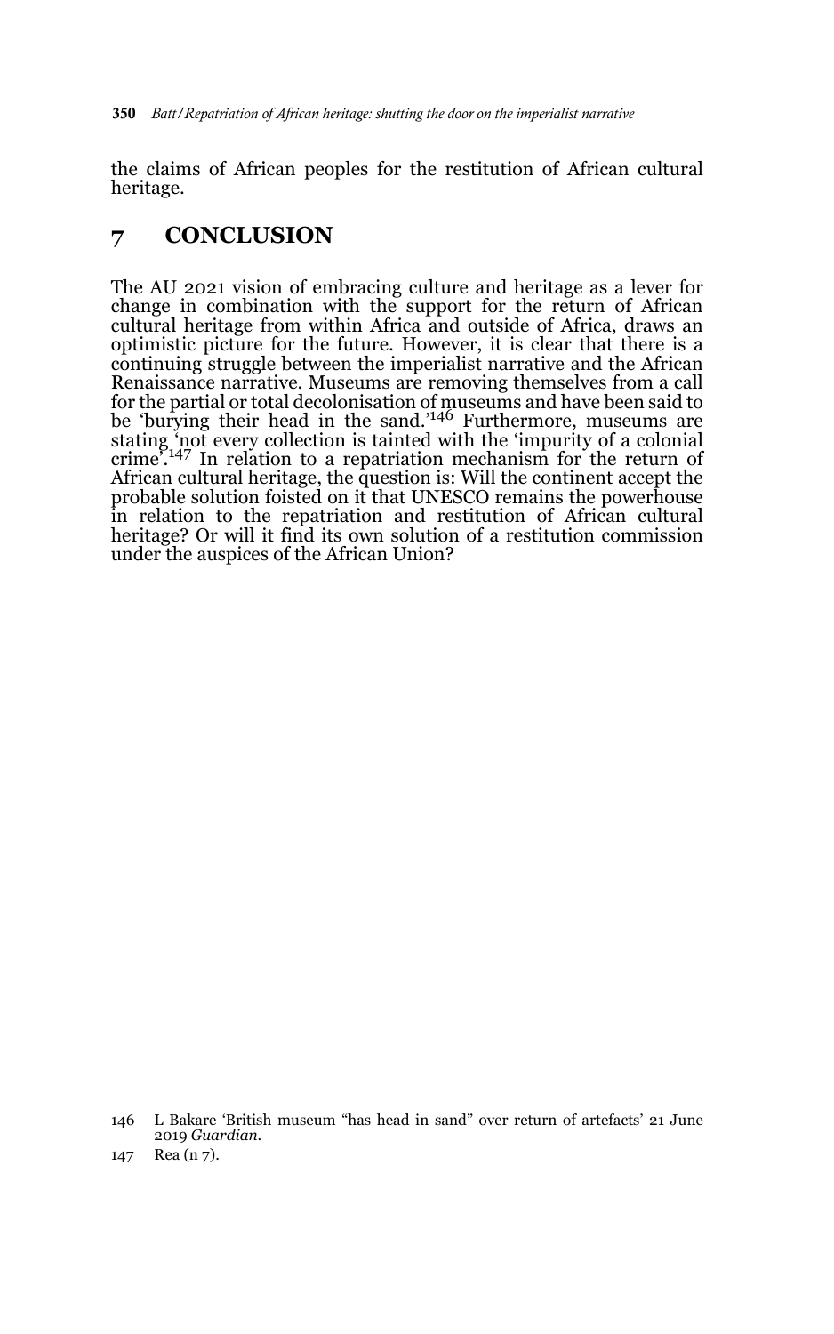the claims of African peoples for the restitution of African cultural heritage.

## 7 CONCLUSION

The AU 2021 vision of embracing culture and heritage as a lever for change in combination with the support for the return of African cultural heritage from within Africa and outside of Africa, draws an optimistic picture for the future. However, it is clear that there is a continuing struggle between the imperialist narrative and the African Renaissance narrative. Museums are removing themselves from a call for the partial or total decolonisation of museums and have been said to be 'burying their head in the sand.'[146] Furthermore, museums are stating 'not every collection is tainted with the 'impurity of a colonial crime'.[147] In relation to a repatriation mechanism for the return of African cultural heritage, the question is: Will the continent accept the probable solution foisted on it that UNESCO remains the powerhouse in relation to the repatriation and restitution of African cultural heritage? Or will it find its own solution of a restitution commission under the auspices of the African Union?

146 L Bakare 'British museum "has head in sand" over return of artefacts' 21 June 2019 *Guardian*.

147 Rea (n 7).